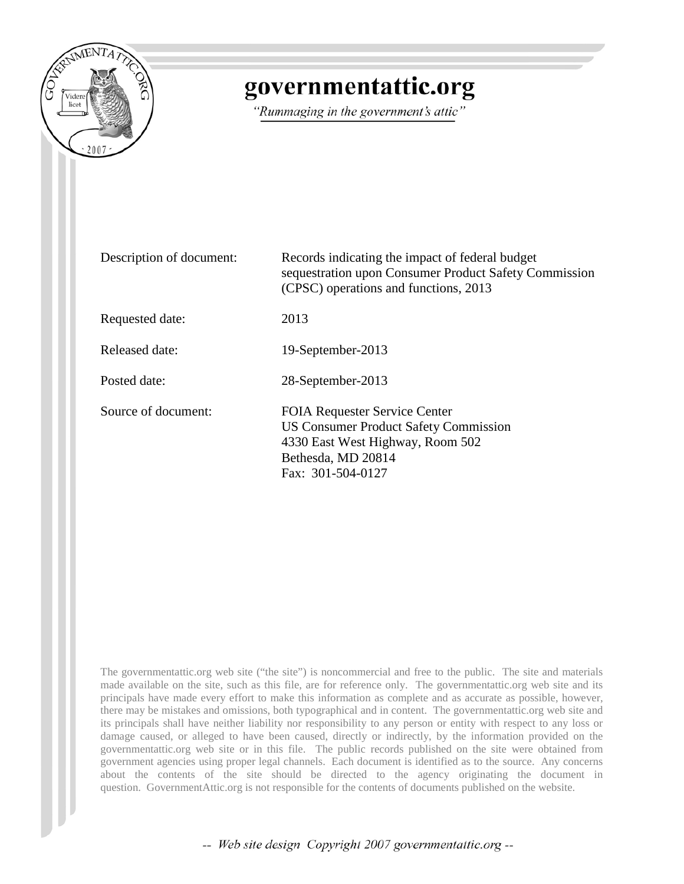# governmentattic.org

*"Rummaging in the government's attic"*

| | |
|---|---|
| Description of document: | Records indicating the impact of federal budget sequestration upon Consumer Product Safety Commission (CPSC) operations and functions, 2013 |
| Requested date: | 2013 |
| Released date: | 19-September-2013 |
| Posted date: | 28-September-2013 |
| Source of document: | FOIA Requester Service Center<br>US Consumer Product Safety Commission<br>4330 East West Highway, Room 502<br>Bethesda, MD 20814<br>Fax: 301-504-0127 |

The governmentattic.org web site ("the site") is noncommercial and free to the public. The site and materials made available on the site, such as this file, are for reference only. The governmentattic.org web site and its principals have made every effort to make this information as complete and as accurate as possible, however, there may be mistakes and omissions, both typographical and in content. The governmentattic.org web site and its principals shall have neither liability nor responsibility to any person or entity with respect to any loss or damage caused, or alleged to have been caused, directly or indirectly, by the information provided on the governmentattic.org web site or in this file. The public records published on the site were obtained from government agencies using proper legal channels. Each document is identified as to the source. Any concerns about the contents of the site should be directed to the agency originating the document in question. GovernmentAttic.org is not responsible for the contents of documents published on the website.

-- Web site design Copyright 2007 governmentattic.org --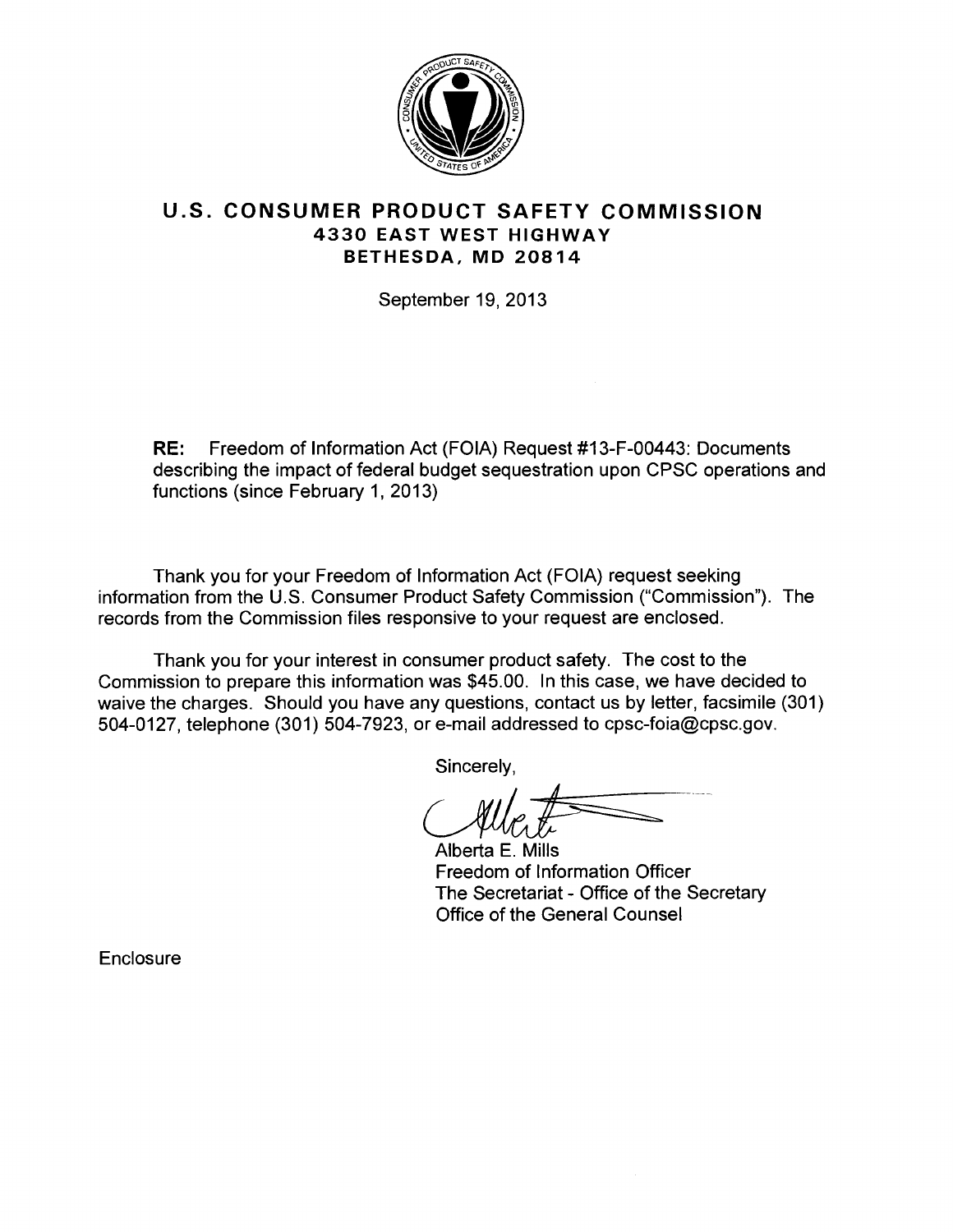# U.S. CONSUMER PRODUCT SAFETY COMMISSION
## 4330 EAST WEST HIGHWAY
## BETHESDA, MD 20814

September 19, 2013

**RE:** Freedom of Information Act (FOIA) Request #13-F-00443: Documents describing the impact of federal budget sequestration upon CPSC operations and functions (since February 1, 2013)

Thank you for your Freedom of Information Act (FOIA) request seeking information from the U.S. Consumer Product Safety Commission ("Commission"). The records from the Commission files responsive to your request are enclosed.

Thank you for your interest in consumer product safety. The cost to the Commission to prepare this information was $45.00. In this case, we have decided to waive the charges. Should you have any questions, contact us by letter, facsimile (301) 504-0127, telephone (301) 504-7923, or e-mail addressed to cpsc-foia@cpsc.gov.

Sincerely,

Alberta E. Mills
Freedom of Information Officer
The Secretariat - Office of the Secretary
Office of the General Counsel

Enclosure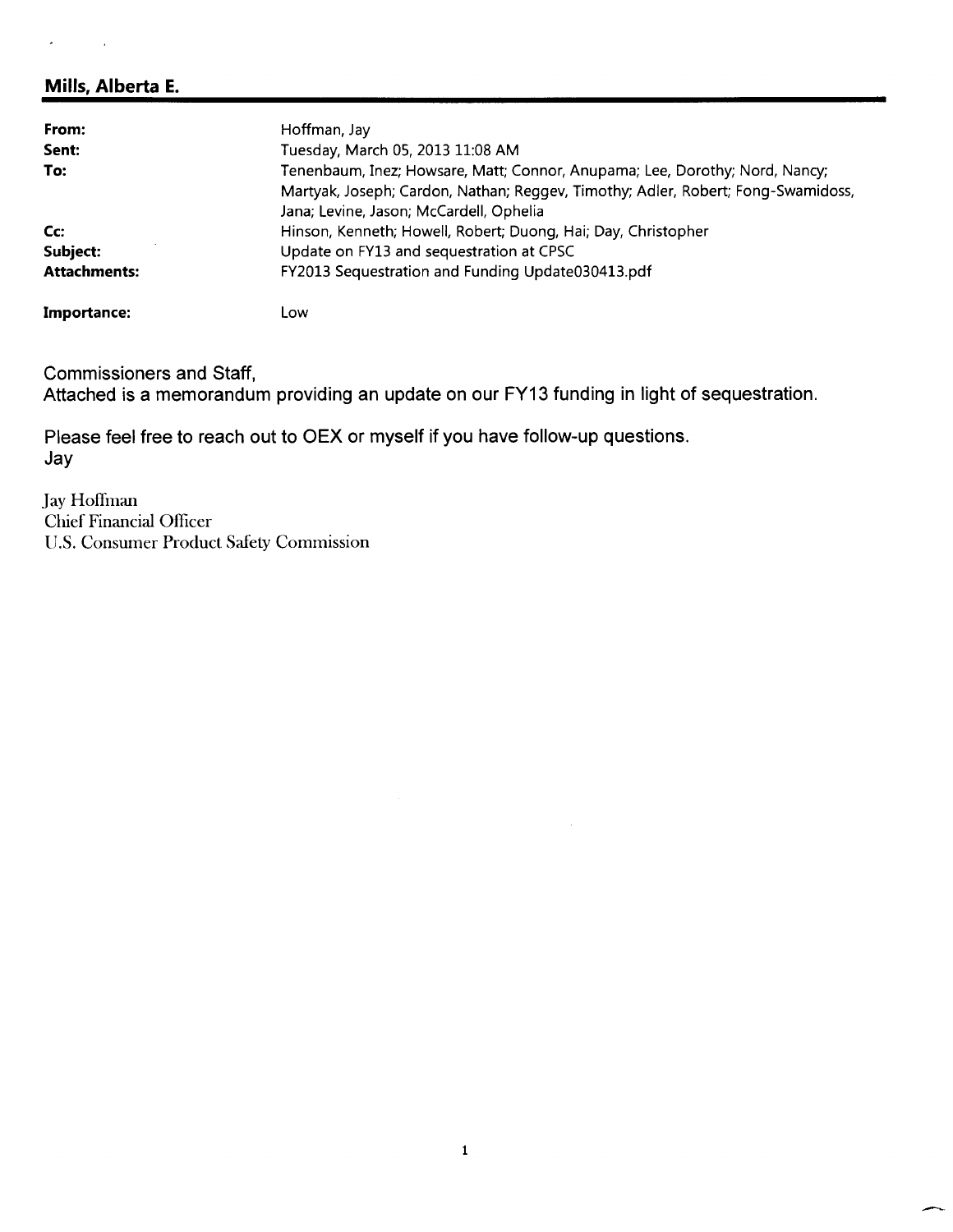## Mills, Alberta E.

| | |
|---|---|
| **From:** | Hoffman, Jay |
| **Sent:** | Tuesday, March 05, 2013 11:08 AM |
| **To:** | Tenenbaum, Inez; Howsare, Matt; Connor, Anupama; Lee, Dorothy; Nord, Nancy; Martyak, Joseph; Cardon, Nathan; Reggev, Timothy; Adler, Robert; Fong-Swamidoss, Jana; Levine, Jason; McCardell, Ophelia |
| **Cc:** | Hinson, Kenneth; Howell, Robert; Duong, Hai; Day, Christopher |
| **Subject:** | Update on FY13 and sequestration at CPSC |
| **Attachments:** | FY2013 Sequestration and Funding Update030413.pdf |
| **Importance:** | Low |

Commissioners and Staff,
Attached is a memorandum providing an update on our FY13 funding in light of sequestration.

Please feel free to reach out to OEX or myself if you have follow-up questions.
Jay

Jay Hoffman
Chief Financial Officer
U.S. Consumer Product Safety Commission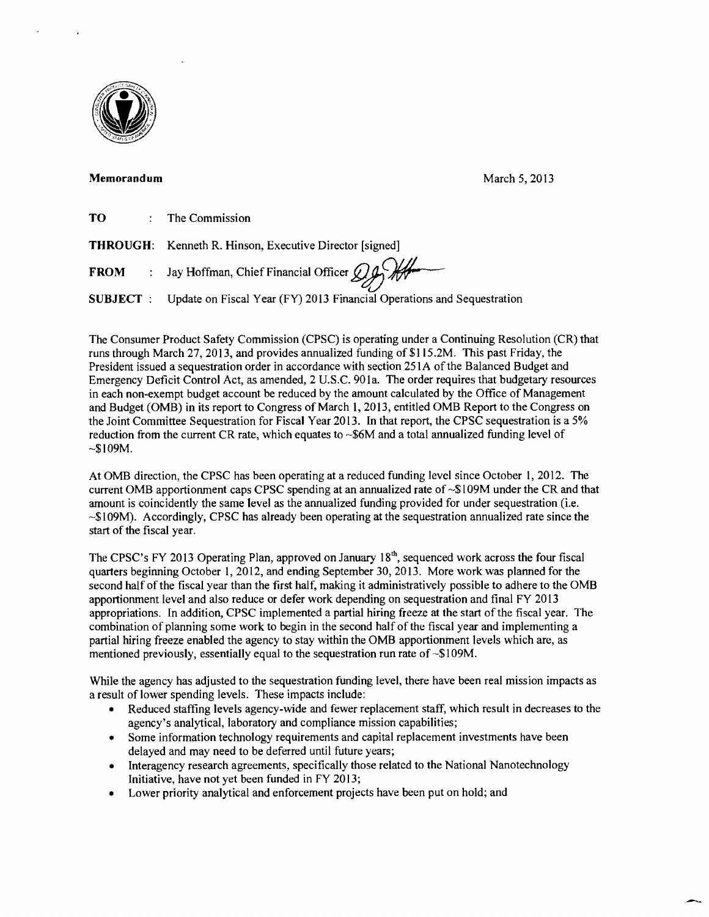**Memorandum** March 5, 2013

**TO** : The Commission

**THROUGH:** Kenneth R. Hinson, Executive Director [signed]

**FROM** : Jay Hoffman, Chief Financial Officer

**SUBJECT** : Update on Fiscal Year (FY) 2013 Financial Operations and Sequestration

The Consumer Product Safety Commission (CPSC) is operating under a Continuing Resolution (CR) that runs through March 27, 2013, and provides annualized funding of $115.2M. This past Friday, the President issued a sequestration order in accordance with section 251A of the Balanced Budget and Emergency Deficit Control Act, as amended, 2 U.S.C. 901a. The order requires that budgetary resources in each non-exempt budget account be reduced by the amount calculated by the Office of Management and Budget (OMB) in its report to Congress of March 1, 2013, entitled OMB Report to the Congress on the Joint Committee Sequestration for Fiscal Year 2013. In that report, the CPSC sequestration is a 5% reduction from the current CR rate, which equates to ~$6M and a total annualized funding level of ~$109M.

At OMB direction, the CPSC has been operating at a reduced funding level since October 1, 2012. The current OMB apportionment caps CPSC spending at an annualized rate of ~$109M under the CR and that amount is coincidently the same level as the annualized funding provided for under sequestration (i.e. ~$109M). Accordingly, CPSC has already been operating at the sequestration annualized rate since the start of the fiscal year.

The CPSC's FY 2013 Operating Plan, approved on January 18th, sequenced work across the four fiscal quarters beginning October 1, 2012, and ending September 30, 2013. More work was planned for the second half of the fiscal year than the first half, making it administratively possible to adhere to the OMB apportionment level and also reduce or defer work depending on sequestration and final FY 2013 appropriations. In addition, CPSC implemented a partial hiring freeze at the start of the fiscal year. The combination of planning some work to begin in the second half of the fiscal year and implementing a partial hiring freeze enabled the agency to stay within the OMB apportionment levels which are, as mentioned previously, essentially equal to the sequestration run rate of ~$109M.

While the agency has adjusted to the sequestration funding level, there have been real mission impacts as a result of lower spending levels. These impacts include:

- Reduced staffing levels agency-wide and fewer replacement staff, which result in decreases to the agency's analytical, laboratory and compliance mission capabilities;
- Some information technology requirements and capital replacement investments have been delayed and may need to be deferred until future years;
- Interagency research agreements, specifically those related to the National Nanotechnology Initiative, have not yet been funded in FY 2013;
- Lower priority analytical and enforcement projects have been put on hold; and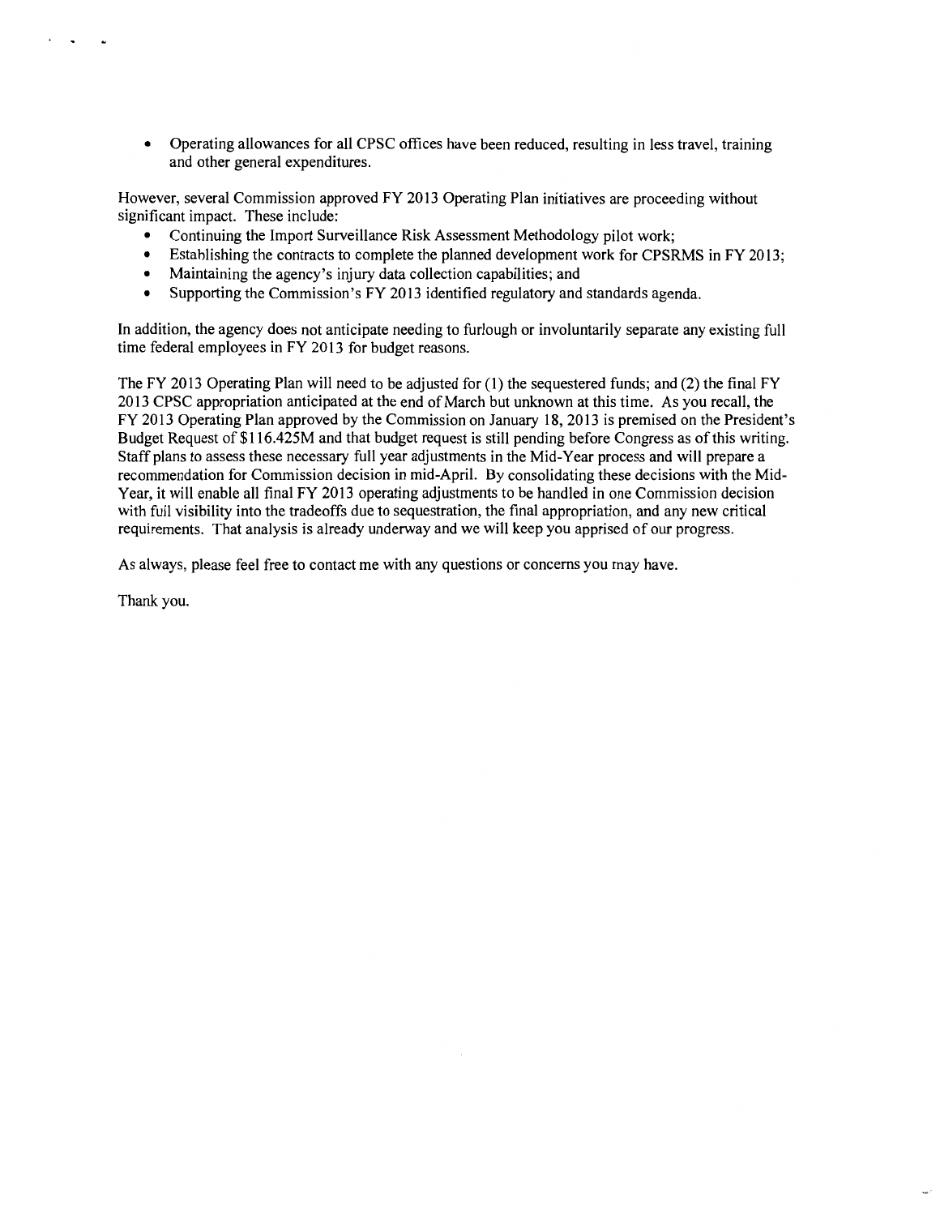- Operating allowances for all CPSC offices have been reduced, resulting in less travel, training and other general expenditures.

However, several Commission approved FY 2013 Operating Plan initiatives are proceeding without significant impact. These include:

- Continuing the Import Surveillance Risk Assessment Methodology pilot work;
- Establishing the contracts to complete the planned development work for CPSRMS in FY 2013;
- Maintaining the agency's injury data collection capabilities; and
- Supporting the Commission's FY 2013 identified regulatory and standards agenda.

In addition, the agency does not anticipate needing to furlough or involuntarily separate any existing full time federal employees in FY 2013 for budget reasons.

The FY 2013 Operating Plan will need to be adjusted for (1) the sequestered funds; and (2) the final FY 2013 CPSC appropriation anticipated at the end of March but unknown at this time. As you recall, the FY 2013 Operating Plan approved by the Commission on January 18, 2013 is premised on the President's Budget Request of $116.425M and that budget request is still pending before Congress as of this writing. Staff plans to assess these necessary full year adjustments in the Mid-Year process and will prepare a recommendation for Commission decision in mid-April. By consolidating these decisions with the Mid-Year, it will enable all final FY 2013 operating adjustments to be handled in one Commission decision with full visibility into the tradeoffs due to sequestration, the final appropriation, and any new critical requirements. That analysis is already underway and we will keep you apprised of our progress.

As always, please feel free to contact me with any questions or concerns you may have.

Thank you.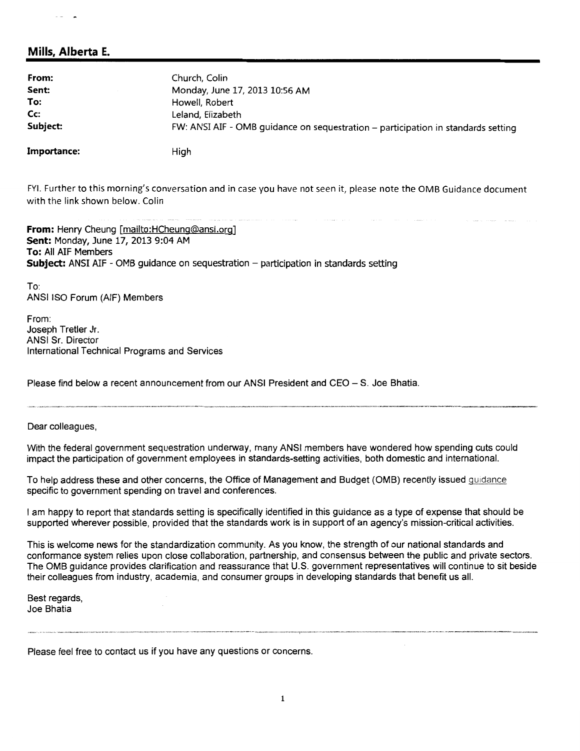## Mills, Alberta E.

| | |
|---|---|
| **From:** | Church, Colin |
| **Sent:** | Monday, June 17, 2013 10:56 AM |
| **To:** | Howell, Robert |
| **Cc:** | Leland, Elizabeth |
| **Subject:** | FW: ANSI AIF - OMB guidance on sequestration – participation in standards setting |
| **Importance:** | High |

FYI. Further to this morning's conversation and in case you have not seen it, please note the OMB Guidance document with the link shown below. Colin

**From:** Henry Cheung [mailto:HCheung@ansi.org]
**Sent:** Monday, June 17, 2013 9:04 AM
**To:** All AIF Members
**Subject:** ANSI AIF - OMB guidance on sequestration – participation in standards setting

To:
ANSI ISO Forum (AIF) Members

From:
Joseph Tretler Jr.
ANSI Sr. Director
International Technical Programs and Services

Please find below a recent announcement from our ANSI President and CEO – S. Joe Bhatia.

---

Dear colleagues,

With the federal government sequestration underway, many ANSI members have wondered how spending cuts could impact the participation of government employees in standards-setting activities, both domestic and international.

To help address these and other concerns, the Office of Management and Budget (OMB) recently issued guidance specific to government spending on travel and conferences.

I am happy to report that standards setting is specifically identified in this guidance as a type of expense that should be supported wherever possible, provided that the standards work is in support of an agency's mission-critical activities.

This is welcome news for the standardization community. As you know, the strength of our national standards and conformance system relies upon close collaboration, partnership, and consensus between the public and private sectors. The OMB guidance provides clarification and reassurance that U.S. government representatives will continue to sit beside their colleagues from industry, academia, and consumer groups in developing standards that benefit us all.

Best regards,
Joe Bhatia

---

Please feel free to contact us if you have any questions or concerns.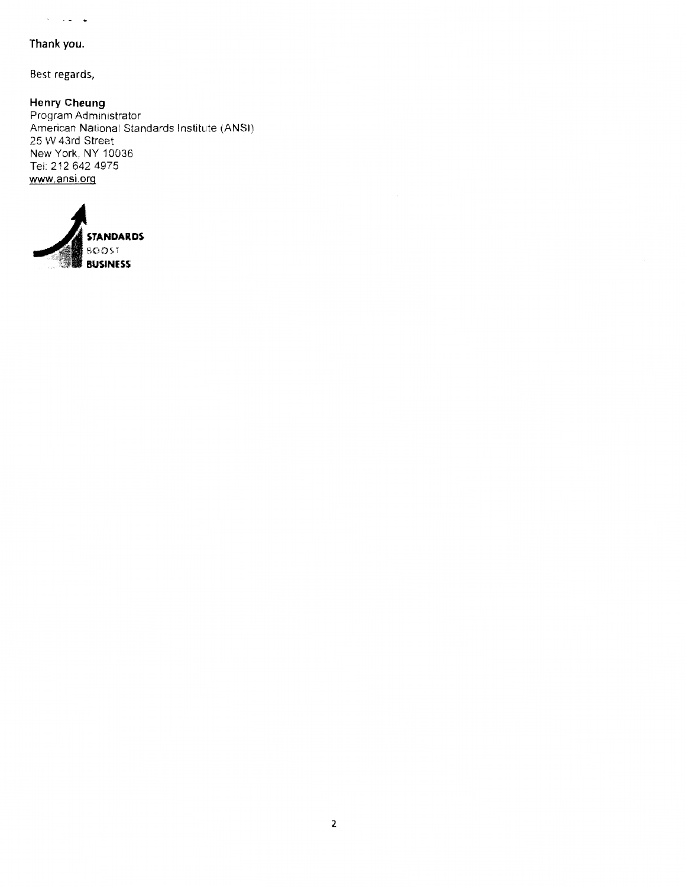**Thank you.**

Best regards,

**Henry Cheung**
Program Administrator
American National Standards Institute (ANSI)
25 W 43rd Street
New York, NY 10036
Tel: 212 642 4975
www.ansi.org

**STANDARDS**
BOOST
**BUSINESS**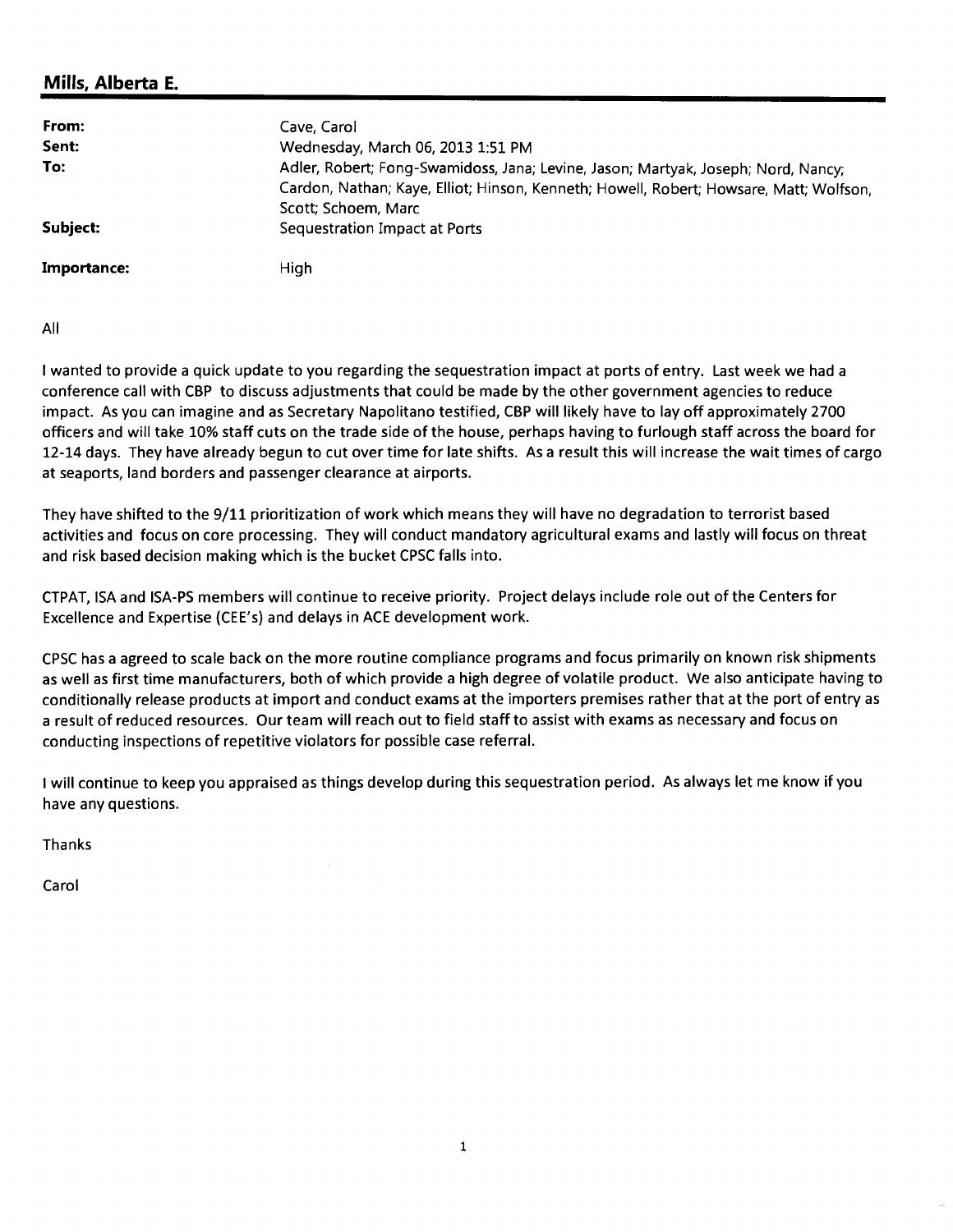## Mills, Alberta E.

| | |
|---|---|
| **From:** | Cave, Carol |
| **Sent:** | Wednesday, March 06, 2013 1:51 PM |
| **To:** | Adler, Robert; Fong-Swamidoss, Jana; Levine, Jason; Martyak, Joseph; Nord, Nancy; Cardon, Nathan; Kaye, Elliot; Hinson, Kenneth; Howell, Robert; Howsare, Matt; Wolfson, Scott; Schoem, Marc |
| **Subject:** | Sequestration Impact at Ports |
| **Importance:** | High |

All

I wanted to provide a quick update to you regarding the sequestration impact at ports of entry. Last week we had a conference call with CBP to discuss adjustments that could be made by the other government agencies to reduce impact. As you can imagine and as Secretary Napolitano testified, CBP will likely have to lay off approximately 2700 officers and will take 10% staff cuts on the trade side of the house, perhaps having to furlough staff across the board for 12-14 days. They have already begun to cut over time for late shifts. As a result this will increase the wait times of cargo at seaports, land borders and passenger clearance at airports.

They have shifted to the 9/11 prioritization of work which means they will have no degradation to terrorist based activities and focus on core processing. They will conduct mandatory agricultural exams and lastly will focus on threat and risk based decision making which is the bucket CPSC falls into.

CTPAT, ISA and ISA-PS members will continue to receive priority. Project delays include role out of the Centers for Excellence and Expertise (CEE's) and delays in ACE development work.

CPSC has a agreed to scale back on the more routine compliance programs and focus primarily on known risk shipments as well as first time manufacturers, both of which provide a high degree of volatile product. We also anticipate having to conditionally release products at import and conduct exams at the importers premises rather that at the port of entry as a result of reduced resources. Our team will reach out to field staff to assist with exams as necessary and focus on conducting inspections of repetitive violators for possible case referral.

I will continue to keep you appraised as things develop during this sequestration period. As always let me know if you have any questions.

Thanks

Carol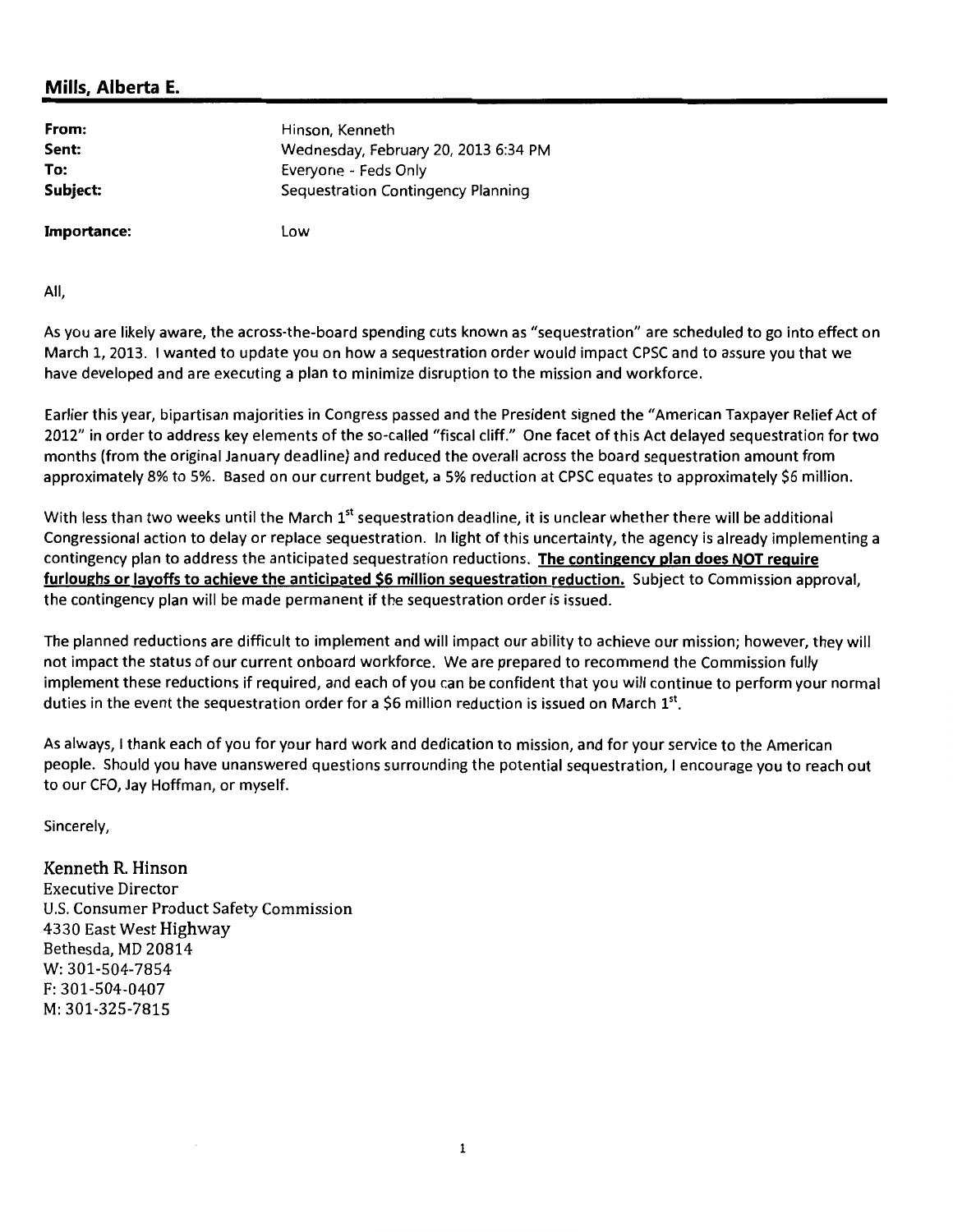**Mills, Alberta E.**

| | |
|---|---|
| **From:** | Hinson, Kenneth |
| **Sent:** | Wednesday, February 20, 2013 6:34 PM |
| **To:** | Everyone - Feds Only |
| **Subject:** | Sequestration Contingency Planning |
| **Importance:** | Low |

All,

As you are likely aware, the across-the-board spending cuts known as "sequestration" are scheduled to go into effect on March 1, 2013. I wanted to update you on how a sequestration order would impact CPSC and to assure you that we have developed and are executing a plan to minimize disruption to the mission and workforce.

Earlier this year, bipartisan majorities in Congress passed and the President signed the "American Taxpayer Relief Act of 2012" in order to address key elements of the so-called "fiscal cliff." One facet of this Act delayed sequestration for two months (from the original January deadline) and reduced the overall across the board sequestration amount from approximately 8% to 5%. Based on our current budget, a 5% reduction at CPSC equates to approximately $6 million.

With less than two weeks until the March 1st sequestration deadline, it is unclear whether there will be additional Congressional action to delay or replace sequestration. In light of this uncertainty, the agency is already implementing a contingency plan to address the anticipated sequestration reductions. **The contingency plan does NOT require furloughs or layoffs to achieve the anticipated $6 million sequestration reduction.** Subject to Commission approval, the contingency plan will be made permanent if the sequestration order is issued.

The planned reductions are difficult to implement and will impact our ability to achieve our mission; however, they will not impact the status of our current onboard workforce. We are prepared to recommend the Commission fully implement these reductions if required, and each of you can be confident that you will continue to perform your normal duties in the event the sequestration order for a $6 million reduction is issued on March 1st.

As always, I thank each of you for your hard work and dedication to mission, and for your service to the American people. Should you have unanswered questions surrounding the potential sequestration, I encourage you to reach out to our CFO, Jay Hoffman, or myself.

Sincerely,

Kenneth R. Hinson
Executive Director
U.S. Consumer Product Safety Commission
4330 East West Highway
Bethesda, MD 20814
W: 301-504-7854
F: 301-504-0407
M: 301-325-7815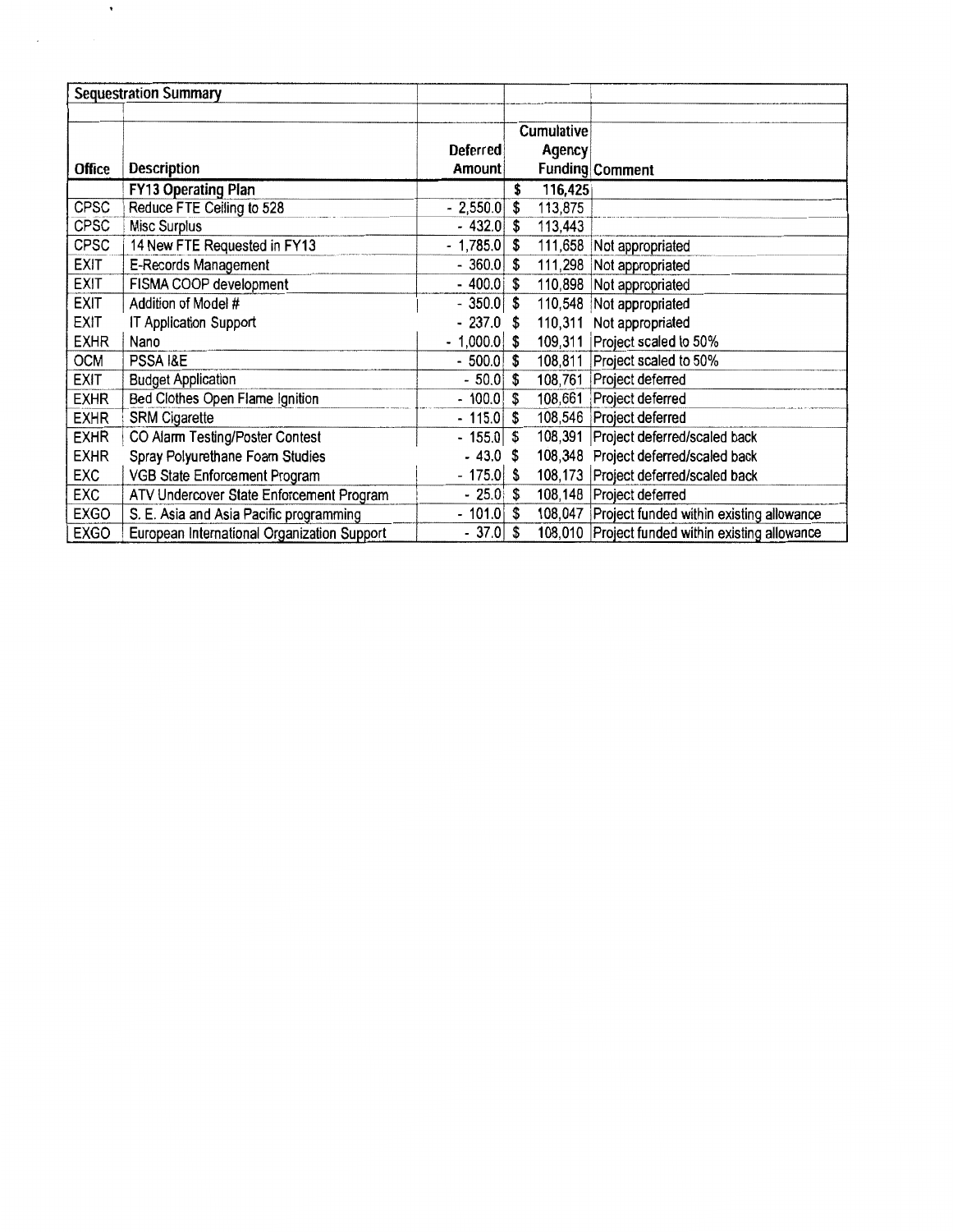| Sequestration Summary | | | | |
|---|---|---|---|---|
| | | | | |
| **Office** | **Description** | **Deferred Amount** | **Cumulative Agency Funding** | **Comment** |
| | **FY13 Operating Plan** | | $ 116,425 | |
| CPSC | Reduce FTE Ceiling to 528 | - 2,550.0 | $ 113,875 | |
| CPSC | Misc Surplus | - 432.0 | $ 113,443 | |
| CPSC | 14 New FTE Requested in FY13 | - 1,785.0 | $ 111,658 | Not appropriated |
| EXIT | E-Records Management | - 360.0 | $ 111,298 | Not appropriated |
| EXIT | FISMA COOP development | - 400.0 | $ 110,898 | Not appropriated |
| EXIT | Addition of Model # | - 350.0 | $ 110,548 | Not appropriated |
| EXIT | IT Application Support | - 237.0 | $ 110,311 | Not appropriated |
| EXHR | Nano | - 1,000.0 | $ 109,311 | Project scaled to 50% |
| OCM | PSSA I&E | - 500.0 | $ 108,811 | Project scaled to 50% |
| EXIT | Budget Application | - 50.0 | $ 108,761 | Project deferred |
| EXHR | Bed Clothes Open Flame Ignition | - 100.0 | $ 108,661 | Project deferred |
| EXHR | SRM Cigarette | - 115.0 | $ 108,546 | Project deferred |
| EXHR | CO Alarm Testing/Poster Contest | - 155.0 | $ 108,391 | Project deferred/scaled back |
| EXHR | Spray Polyurethane Foam Studies | - 43.0 | $ 108,348 | Project deferred/scaled back |
| EXC | VGB State Enforcement Program | - 175.0 | $ 108,173 | Project deferred/scaled back |
| EXC | ATV Undercover State Enforcement Program | - 25.0 | $ 108,148 | Project deferred |
| EXGO | S. E. Asia and Asia Pacific programming | - 101.0 | $ 108,047 | Project funded within existing allowance |
| EXGO | European International Organization Support | - 37.0 | $ 108,010 | Project funded within existing allowance |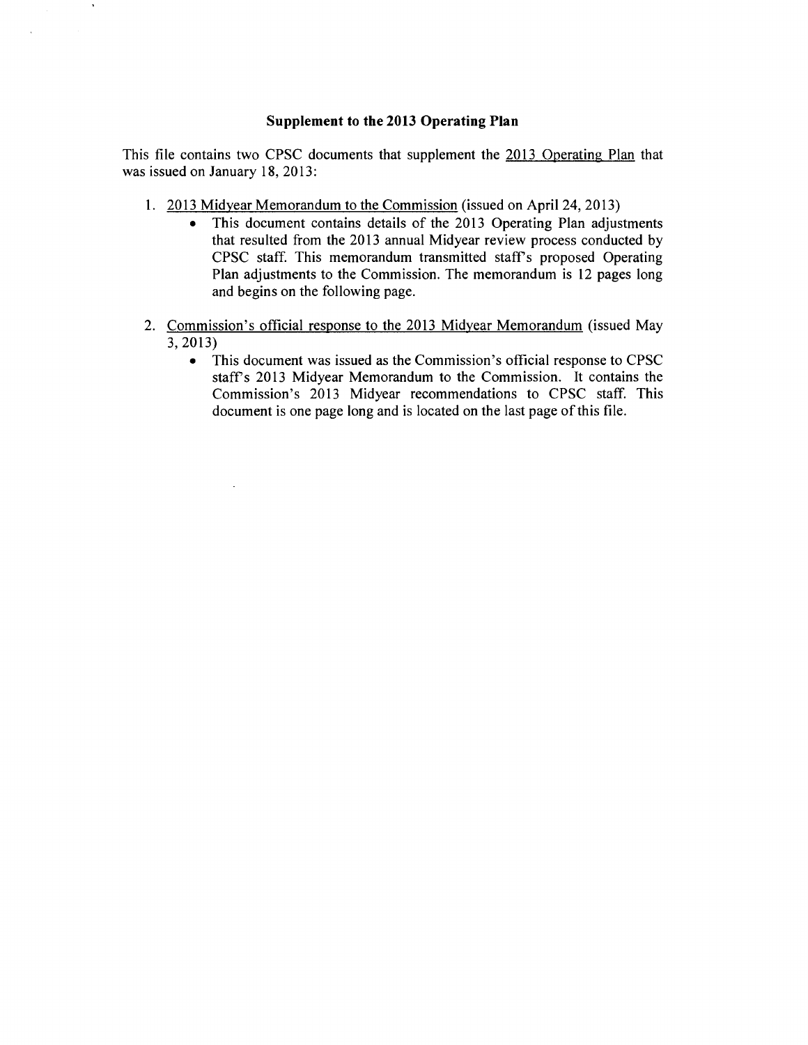**Supplement to the 2013 Operating Plan**

This file contains two CPSC documents that supplement the 2013 Operating Plan that was issued on January 18, 2013:

1. 2013 Midyear Memorandum to the Commission (issued on April 24, 2013)
   - This document contains details of the 2013 Operating Plan adjustments that resulted from the 2013 annual Midyear review process conducted by CPSC staff. This memorandum transmitted staff's proposed Operating Plan adjustments to the Commission. The memorandum is 12 pages long and begins on the following page.

2. Commission's official response to the 2013 Midyear Memorandum (issued May 3, 2013)
   - This document was issued as the Commission's official response to CPSC staff's 2013 Midyear Memorandum to the Commission. It contains the Commission's 2013 Midyear recommendations to CPSC staff. This document is one page long and is located on the last page of this file.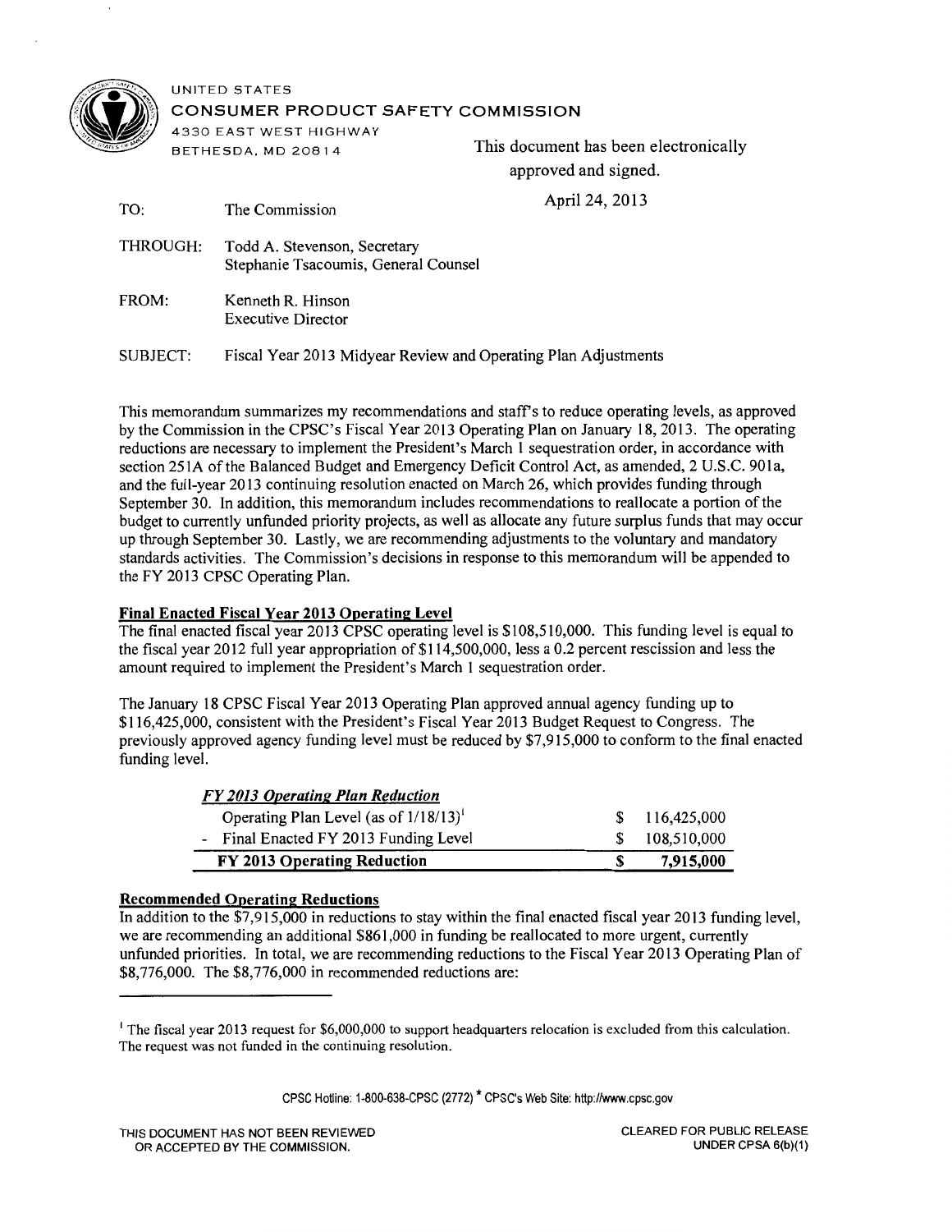UNITED STATES

CONSUMER PRODUCT SAFETY COMMISSION

4330 EAST WEST HIGHWAY

BETHESDA, MD 20814

This document has been electronically approved and signed.

April 24, 2013

TO: The Commission

THROUGH: Todd A. Stevenson, Secretary
Stephanie Tsacoumis, General Counsel

FROM: Kenneth R. Hinson
Executive Director

SUBJECT: Fiscal Year 2013 Midyear Review and Operating Plan Adjustments

This memorandum summarizes my recommendations and staff's to reduce operating levels, as approved by the Commission in the CPSC's Fiscal Year 2013 Operating Plan on January 18, 2013. The operating reductions are necessary to implement the President's March 1 sequestration order, in accordance with section 251A of the Balanced Budget and Emergency Deficit Control Act, as amended, 2 U.S.C. 901a, and the full-year 2013 continuing resolution enacted on March 26, which provides funding through September 30. In addition, this memorandum includes recommendations to reallocate a portion of the budget to currently unfunded priority projects, as well as allocate any future surplus funds that may occur up through September 30. Lastly, we are recommending adjustments to the voluntary and mandatory standards activities. The Commission's decisions in response to this memorandum will be appended to the FY 2013 CPSC Operating Plan.

**Final Enacted Fiscal Year 2013 Operating Level**

The final enacted fiscal year 2013 CPSC operating level is $108,510,000. This funding level is equal to the fiscal year 2012 full year appropriation of $114,500,000, less a 0.2 percent rescission and less the amount required to implement the President's March 1 sequestration order.

The January 18 CPSC Fiscal Year 2013 Operating Plan approved annual agency funding up to $116,425,000, consistent with the President's Fiscal Year 2013 Budget Request to Congress. The previously approved agency funding level must be reduced by $7,915,000 to conform to the final enacted funding level.

| ***FY 2013 Operating Plan Reduction*** | |
|---|---|
| Operating Plan Level (as of 1/18/13)[1] | $ 116,425,000 |
| - Final Enacted FY 2013 Funding Level | $ 108,510,000 |
| **FY 2013 Operating Reduction** | **$ 7,915,000** |

**Recommended Operating Reductions**

In addition to the $7,915,000 in reductions to stay within the final enacted fiscal year 2013 funding level, we are recommending an additional $861,000 in funding be reallocated to more urgent, currently unfunded priorities. In total, we are recommending reductions to the Fiscal Year 2013 Operating Plan of $8,776,000. The $8,776,000 in recommended reductions are:

[1] The fiscal year 2013 request for $6,000,000 to support headquarters relocation is excluded from this calculation. The request was not funded in the continuing resolution.

CPSC Hotline: 1-800-638-CPSC (2772) * CPSC's Web Site: http://www.cpsc.gov

THIS DOCUMENT HAS NOT BEEN REVIEWED OR ACCEPTED BY THE COMMISSION.

CLEARED FOR PUBLIC RELEASE UNDER CPSA 6(b)(1)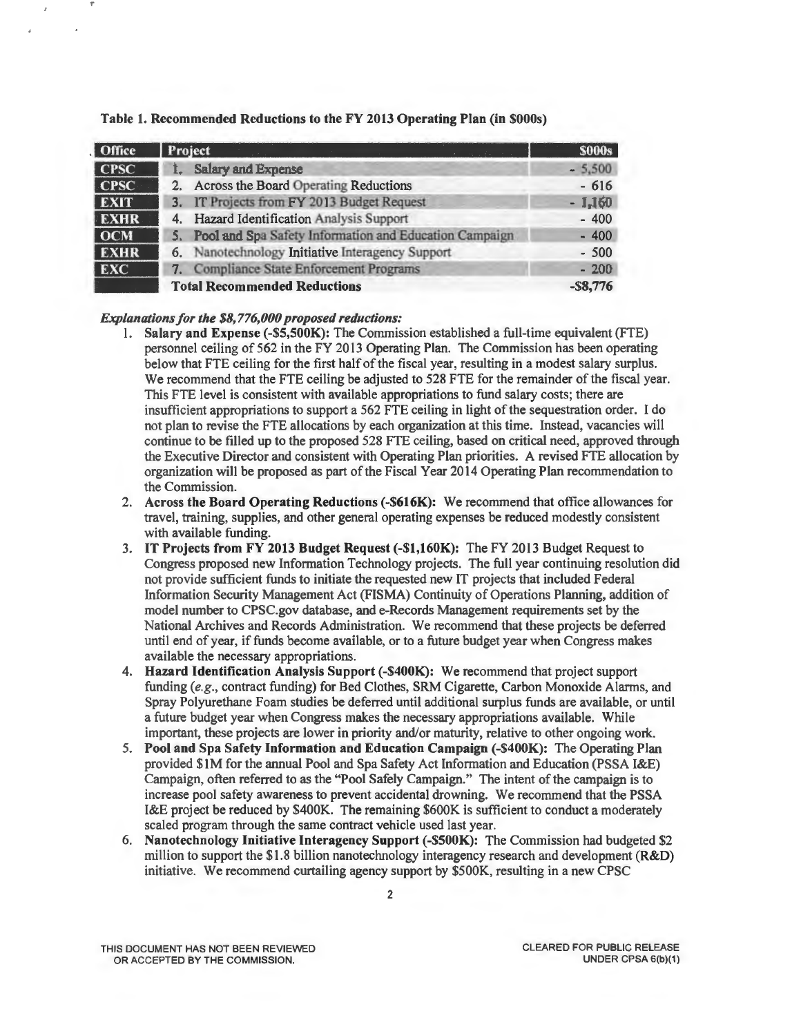**Table 1. Recommended Reductions to the FY 2013 Operating Plan (in $000s)**

| Office | Project | $000s |
|---|---|---|
| CPSC | 1. Salary and Expense | - 5,500 |
| CPSC | 2. Across the Board Operating Reductions | - 616 |
| EXIT | 3. IT Projects from FY 2013 Budget Request | - 1,160 |
| EXHR | 4. Hazard Identification Analysis Support | - 400 |
| OCM | 5. Pool and Spa Safety Information and Education Campaign | - 400 |
| EXHR | 6. Nanotechnology Initiative Interagency Support | - 500 |
| EXC | 7. Compliance State Enforcement Programs | - 200 |
| | **Total Recommended Reductions** | **-$8,776** |

***Explanations for the $8,776,000 proposed reductions:***

1. **Salary and Expense (-$5,500K):** The Commission established a full-time equivalent (FTE) personnel ceiling of 562 in the FY 2013 Operating Plan. The Commission has been operating below that FTE ceiling for the first half of the fiscal year, resulting in a modest salary surplus. We recommend that the FTE ceiling be adjusted to 528 FTE for the remainder of the fiscal year. This FTE level is consistent with available appropriations to fund salary costs; there are insufficient appropriations to support a 562 FTE ceiling in light of the sequestration order. I do not plan to revise the FTE allocations by each organization at this time. Instead, vacancies will continue to be filled up to the proposed 528 FTE ceiling, based on critical need, approved through the Executive Director and consistent with Operating Plan priorities. A revised FTE allocation by organization will be proposed as part of the Fiscal Year 2014 Operating Plan recommendation to the Commission.
2. **Across the Board Operating Reductions (-$616K):** We recommend that office allowances for travel, training, supplies, and other general operating expenses be reduced modestly consistent with available funding.
3. **IT Projects from FY 2013 Budget Request (-$1,160K):** The FY 2013 Budget Request to Congress proposed new Information Technology projects. The full year continuing resolution did not provide sufficient funds to initiate the requested new IT projects that included Federal Information Security Management Act (FISMA) Continuity of Operations Planning, addition of model number to CPSC.gov database, and e-Records Management requirements set by the National Archives and Records Administration. We recommend that these projects be deferred until end of year, if funds become available, or to a future budget year when Congress makes available the necessary appropriations.
4. **Hazard Identification Analysis Support (-$400K):** We recommend that project support funding (*e.g.*, contract funding) for Bed Clothes, SRM Cigarette, Carbon Monoxide Alarms, and Spray Polyurethane Foam studies be deferred until additional surplus funds are available, or until a future budget year when Congress makes the necessary appropriations available. While important, these projects are lower in priority and/or maturity, relative to other ongoing work.
5. **Pool and Spa Safety Information and Education Campaign (-$400K):** The Operating Plan provided $1M for the annual Pool and Spa Safety Act Information and Education (PSSA I&E) Campaign, often referred to as the "Pool Safely Campaign." The intent of the campaign is to increase pool safety awareness to prevent accidental drowning. We recommend that the PSSA I&E project be reduced by $400K. The remaining $600K is sufficient to conduct a moderately scaled program through the same contract vehicle used last year.
6. **Nanotechnology Initiative Interagency Support (-$500K):** The Commission had budgeted $2 million to support the $1.8 billion nanotechnology interagency research and development (R&D) initiative. We recommend curtailing agency support by $500K, resulting in a new CPSC

THIS DOCUMENT HAS NOT BEEN REVIEWED OR ACCEPTED BY THE COMMISSION.

CLEARED FOR PUBLIC RELEASE UNDER CPSA 6(b)(1)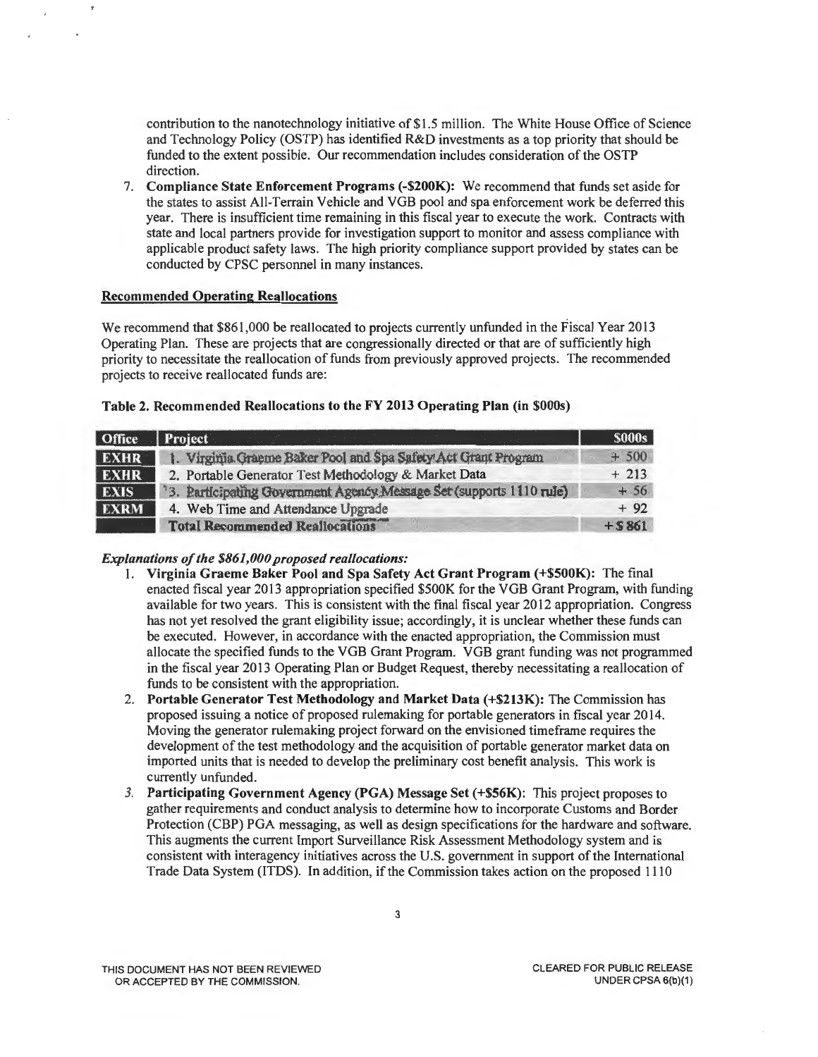contribution to the nanotechnology initiative of $1.5 million. The White House Office of Science and Technology Policy (OSTP) has identified R&D investments as a top priority that should be funded to the extent possible. Our recommendation includes consideration of the OSTP direction.

7. **Compliance State Enforcement Programs (-$200K):** We recommend that funds set aside for the states to assist All-Terrain Vehicle and VGB pool and spa enforcement work be deferred this year. There is insufficient time remaining in this fiscal year to execute the work. Contracts with state and local partners provide for investigation support to monitor and assess compliance with applicable product safety laws. The high priority compliance support provided by states can be conducted by CPSC personnel in many instances.

**Recommended Operating Reallocations**

We recommend that $861,000 be reallocated to projects currently unfunded in the Fiscal Year 2013 Operating Plan. These are projects that are congressionally directed or that are of sufficiently high priority to necessitate the reallocation of funds from previously approved projects. The recommended projects to receive reallocated funds are:

**Table 2. Recommended Reallocations to the FY 2013 Operating Plan (in $000s)**

| Office | Project | $000s |
|---|---|---|
| EXHR | 1. Virginia Graeme Baker Pool and Spa Safety Act Grant Program | + 500 |
| EXHR | 2. Portable Generator Test Methodology & Market Data | + 213 |
| EXIS | 3. Participating Government Agency Message Set (supports 1110 rule) | + 56 |
| EXRM | 4. Web Time and Attendance Upgrade | + 92 |
| | **Total Recommended Reallocations** | **+ $ 861** |

***Explanations of the $861,000 proposed reallocations:***

1. **Virginia Graeme Baker Pool and Spa Safety Act Grant Program (+$500K):** The final enacted fiscal year 2013 appropriation specified $500K for the VGB Grant Program, with funding available for two years. This is consistent with the final fiscal year 2012 appropriation. Congress has not yet resolved the grant eligibility issue; accordingly, it is unclear whether these funds can be executed. However, in accordance with the enacted appropriation, the Commission must allocate the specified funds to the VGB Grant Program. VGB grant funding was not programmed in the fiscal year 2013 Operating Plan or Budget Request, thereby necessitating a reallocation of funds to be consistent with the appropriation.
2. **Portable Generator Test Methodology and Market Data (+$213K):** The Commission has proposed issuing a notice of proposed rulemaking for portable generators in fiscal year 2014. Moving the generator rulemaking project forward on the envisioned timeframe requires the development of the test methodology and the acquisition of portable generator market data on imported units that is needed to develop the preliminary cost benefit analysis. This work is currently unfunded.
3. **Participating Government Agency (PGA) Message Set (+$56K):** This project proposes to gather requirements and conduct analysis to determine how to incorporate Customs and Border Protection (CBP) PGA messaging, as well as design specifications for the hardware and software. This augments the current Import Surveillance Risk Assessment Methodology system and is consistent with interagency initiatives across the U.S. government in support of the International Trade Data System (ITDS). In addition, if the Commission takes action on the proposed 1110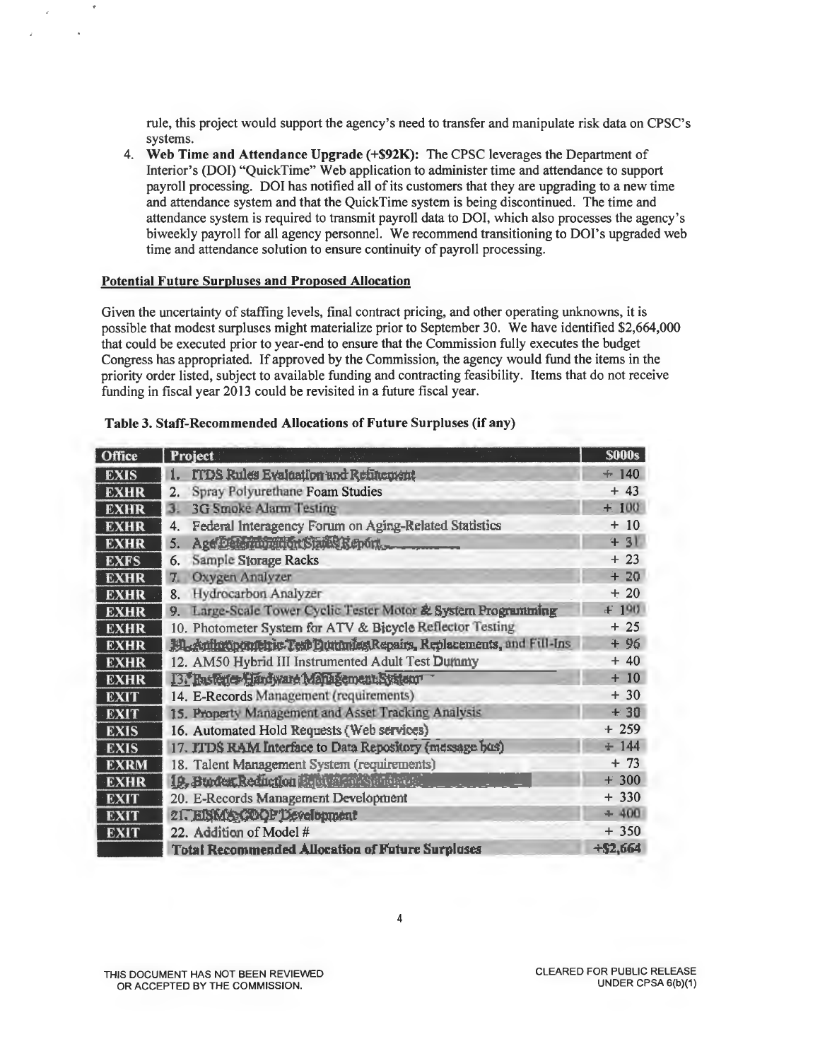rule, this project would support the agency's need to transfer and manipulate risk data on CPSC's systems.

4. **Web Time and Attendance Upgrade (+$92K):** The CPSC leverages the Department of Interior's (DOI) "QuickTime" Web application to administer time and attendance to support payroll processing. DOI has notified all of its customers that they are upgrading to a new time and attendance system and that the QuickTime system is being discontinued. The time and attendance system is required to transmit payroll data to DOI, which also processes the agency's biweekly payroll for all agency personnel. We recommend transitioning to DOI's upgraded web time and attendance solution to ensure continuity of payroll processing.

**Potential Future Surpluses and Proposed Allocation**

Given the uncertainty of staffing levels, final contract pricing, and other operating unknowns, it is possible that modest surpluses might materialize prior to September 30. We have identified $2,664,000 that could be executed prior to year-end to ensure that the Commission fully executes the budget Congress has appropriated. If approved by the Commission, the agency would fund the items in the priority order listed, subject to available funding and contracting feasibility. Items that do not receive funding in fiscal year 2013 could be revisited in a future fiscal year.

**Table 3. Staff-Recommended Allocations of Future Surpluses (if any)**

| Office | Project | $000s |
|---|---|---|
| EXIS | 1. ITDS Rules Evaluation and Refinement | + 140 |
| EXHR | 2. Spray Polyurethane Foam Studies | + 43 |
| EXHR | 3. 3G Smoke Alarm Testing | + 100 |
| EXHR | 4. Federal Interagency Forum on Aging-Related Statistics | + 10 |
| EXHR | 5. Age Determination Status Report | + 31 |
| EXFS | 6. Sample Storage Racks | + 23 |
| EXHR | 7. Oxygen Analyzer | + 20 |
| EXHR | 8. Hydrocarbon Analyzer | + 20 |
| EXHR | 9. Large-Scale Tower Cyclic Tester Motor & System Programming | + 190 |
| EXHR | 10. Photometer System for ATV & Bicycle Reflector Testing | + 25 |
| EXHR | 11. Anthropometric Test Dummies Repairs, Replacements, and Fill-Ins | + 96 |
| EXHR | 12. AM50 Hybrid III Instrumented Adult Test Dummy | + 40 |
| EXHR | 13. Fastener Hardware Management System | + 10 |
| EXIT | 14. E-Records Management (requirements) | + 30 |
| EXIT | 15. Property Management and Asset Tracking Analysis | + 30 |
| EXIS | 16. Automated Hold Requests (Web services) | + 259 |
| EXIS | 17. ITDS RAM Interface to Data Repository (message bus) | + 144 |
| EXRM | 18. Talent Management System (requirements) | + 73 |
| EXHR | 19. Burden Reduction | + 300 |
| EXIT | 20. E-Records Management Development | + 330 |
| EXIT | 21. EISMS CDQP Development | + 400 |
| EXIT | 22. Addition of Model # | + 350 |
| | **Total Recommended Allocation of Future Surpluses** | **+$2,664** |

THIS DOCUMENT HAS NOT BEEN REVIEWED OR ACCEPTED BY THE COMMISSION.

CLEARED FOR PUBLIC RELEASE UNDER CPSA 6(b)(1)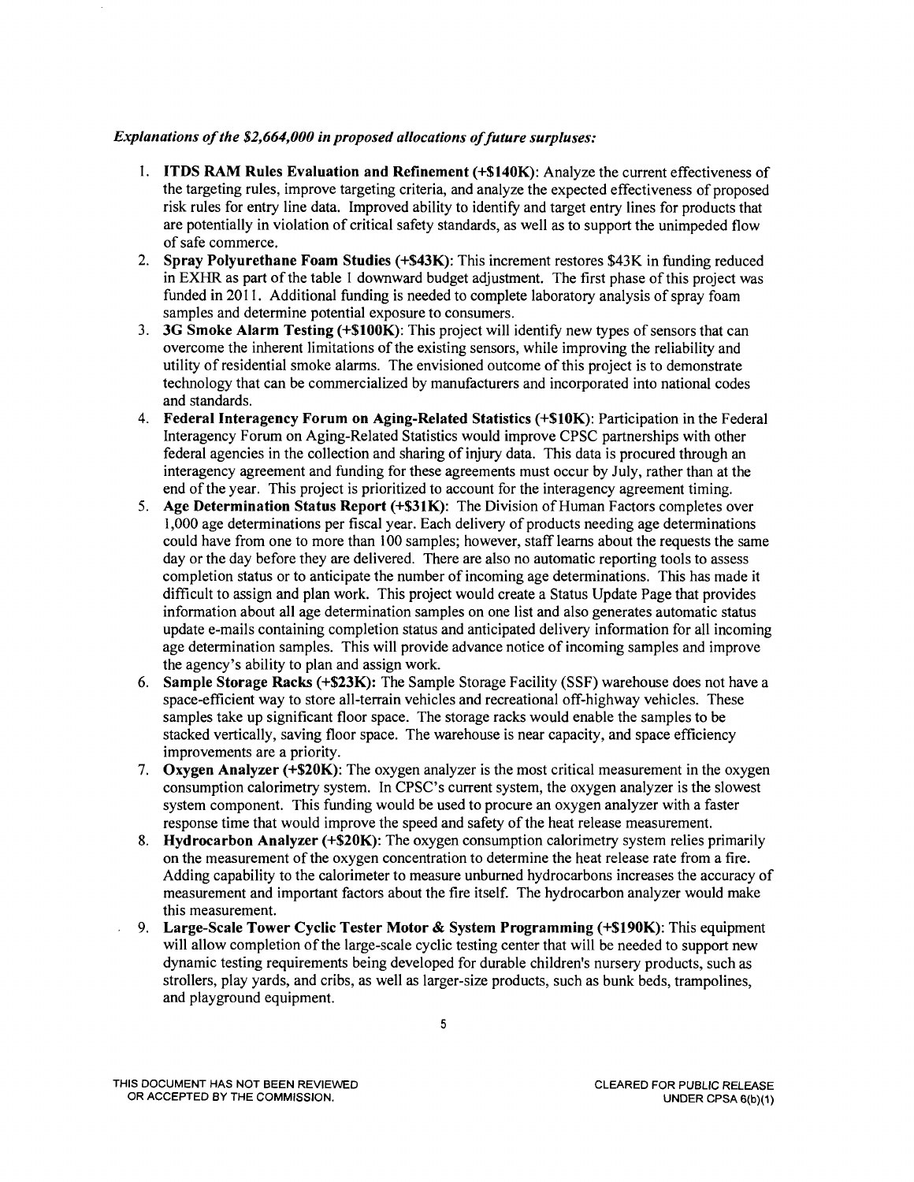***Explanations of the $2,664,000 in proposed allocations of future surpluses:***

1. **ITDS RAM Rules Evaluation and Refinement (+$140K)**: Analyze the current effectiveness of the targeting rules, improve targeting criteria, and analyze the expected effectiveness of proposed risk rules for entry line data. Improved ability to identify and target entry lines for products that are potentially in violation of critical safety standards, as well as to support the unimpeded flow of safe commerce.
2. **Spray Polyurethane Foam Studies (+$43K)**: This increment restores $43K in funding reduced in EXHR as part of the table 1 downward budget adjustment. The first phase of this project was funded in 2011. Additional funding is needed to complete laboratory analysis of spray foam samples and determine potential exposure to consumers.
3. **3G Smoke Alarm Testing (+$100K)**: This project will identify new types of sensors that can overcome the inherent limitations of the existing sensors, while improving the reliability and utility of residential smoke alarms. The envisioned outcome of this project is to demonstrate technology that can be commercialized by manufacturers and incorporated into national codes and standards.
4. **Federal Interagency Forum on Aging-Related Statistics (+$10K)**: Participation in the Federal Interagency Forum on Aging-Related Statistics would improve CPSC partnerships with other federal agencies in the collection and sharing of injury data. This data is procured through an interagency agreement and funding for these agreements must occur by July, rather than at the end of the year. This project is prioritized to account for the interagency agreement timing.
5. **Age Determination Status Report (+$31K)**: The Division of Human Factors completes over 1,000 age determinations per fiscal year. Each delivery of products needing age determinations could have from one to more than 100 samples; however, staff learns about the requests the same day or the day before they are delivered. There are also no automatic reporting tools to assess completion status or to anticipate the number of incoming age determinations. This has made it difficult to assign and plan work. This project would create a Status Update Page that provides information about all age determination samples on one list and also generates automatic status update e-mails containing completion status and anticipated delivery information for all incoming age determination samples. This will provide advance notice of incoming samples and improve the agency's ability to plan and assign work.
6. **Sample Storage Racks (+$23K):** The Sample Storage Facility (SSF) warehouse does not have a space-efficient way to store all-terrain vehicles and recreational off-highway vehicles. These samples take up significant floor space. The storage racks would enable the samples to be stacked vertically, saving floor space. The warehouse is near capacity, and space efficiency improvements are a priority.
7. **Oxygen Analyzer (+$20K)**: The oxygen analyzer is the most critical measurement in the oxygen consumption calorimetry system. In CPSC's current system, the oxygen analyzer is the slowest system component. This funding would be used to procure an oxygen analyzer with a faster response time that would improve the speed and safety of the heat release measurement.
8. **Hydrocarbon Analyzer (+$20K)**: The oxygen consumption calorimetry system relies primarily on the measurement of the oxygen concentration to determine the heat release rate from a fire. Adding capability to the calorimeter to measure unburned hydrocarbons increases the accuracy of measurement and important factors about the fire itself. The hydrocarbon analyzer would make this measurement.
9. **Large-Scale Tower Cyclic Tester Motor & System Programming (+$190K)**: This equipment will allow completion of the large-scale cyclic testing center that will be needed to support new dynamic testing requirements being developed for durable children's nursery products, such as strollers, play yards, and cribs, as well as larger-size products, such as bunk beds, trampolines, and playground equipment.

THIS DOCUMENT HAS NOT BEEN REVIEWED OR ACCEPTED BY THE COMMISSION.

CLEARED FOR PUBLIC RELEASE UNDER CPSA 6(b)(1)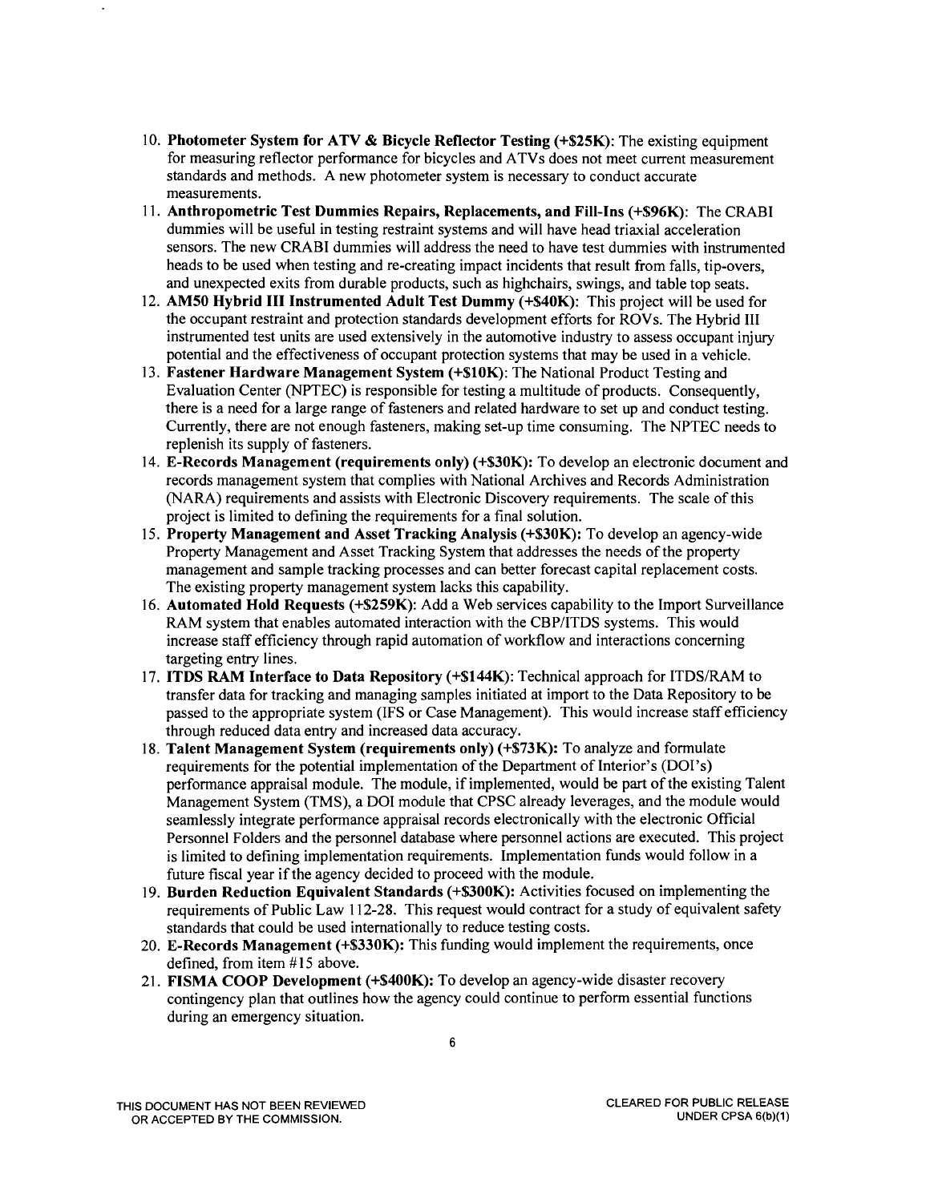10. **Photometer System for ATV & Bicycle Reflector Testing (+$25K)**: The existing equipment for measuring reflector performance for bicycles and ATVs does not meet current measurement standards and methods. A new photometer system is necessary to conduct accurate measurements.
11. **Anthropometric Test Dummies Repairs, Replacements, and Fill-Ins (+$96K)**: The CRABI dummies will be useful in testing restraint systems and will have head triaxial acceleration sensors. The new CRABI dummies will address the need to have test dummies with instrumented heads to be used when testing and re-creating impact incidents that result from falls, tip-overs, and unexpected exits from durable products, such as highchairs, swings, and table top seats.
12. **AM50 Hybrid III Instrumented Adult Test Dummy (+$40K)**: This project will be used for the occupant restraint and protection standards development efforts for ROVs. The Hybrid III instrumented test units are used extensively in the automotive industry to assess occupant injury potential and the effectiveness of occupant protection systems that may be used in a vehicle.
13. **Fastener Hardware Management System (+$10K)**: The National Product Testing and Evaluation Center (NPTEC) is responsible for testing a multitude of products. Consequently, there is a need for a large range of fasteners and related hardware to set up and conduct testing. Currently, there are not enough fasteners, making set-up time consuming. The NPTEC needs to replenish its supply of fasteners.
14. **E-Records Management (requirements only) (+$30K):** To develop an electronic document and records management system that complies with National Archives and Records Administration (NARA) requirements and assists with Electronic Discovery requirements. The scale of this project is limited to defining the requirements for a final solution.
15. **Property Management and Asset Tracking Analysis (+$30K):** To develop an agency-wide Property Management and Asset Tracking System that addresses the needs of the property management and sample tracking processes and can better forecast capital replacement costs. The existing property management system lacks this capability.
16. **Automated Hold Requests (+$259K)**: Add a Web services capability to the Import Surveillance RAM system that enables automated interaction with the CBP/ITDS systems. This would increase staff efficiency through rapid automation of workflow and interactions concerning targeting entry lines.
17. **ITDS RAM Interface to Data Repository (+$144K)**: Technical approach for ITDS/RAM to transfer data for tracking and managing samples initiated at import to the Data Repository to be passed to the appropriate system (IFS or Case Management). This would increase staff efficiency through reduced data entry and increased data accuracy.
18. **Talent Management System (requirements only) (+$73K):** To analyze and formulate requirements for the potential implementation of the Department of Interior's (DOI's) performance appraisal module. The module, if implemented, would be part of the existing Talent Management System (TMS), a DOI module that CPSC already leverages, and the module would seamlessly integrate performance appraisal records electronically with the electronic Official Personnel Folders and the personnel database where personnel actions are executed. This project is limited to defining implementation requirements. Implementation funds would follow in a future fiscal year if the agency decided to proceed with the module.
19. **Burden Reduction Equivalent Standards (+$300K):** Activities focused on implementing the requirements of Public Law 112-28. This request would contract for a study of equivalent safety standards that could be used internationally to reduce testing costs.
20. **E-Records Management (+$330K):** This funding would implement the requirements, once defined, from item #15 above.
21. **FISMA COOP Development (+$400K):** To develop an agency-wide disaster recovery contingency plan that outlines how the agency could continue to perform essential functions during an emergency situation.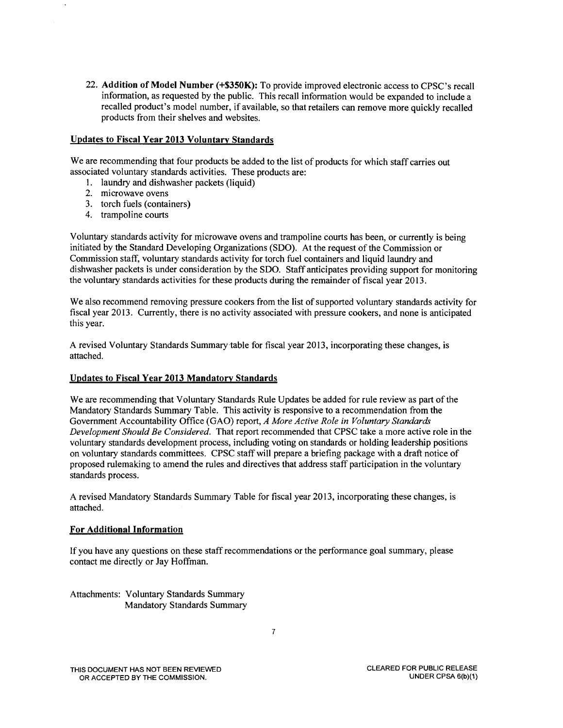22. **Addition of Model Number (+$350K):** To provide improved electronic access to CPSC's recall information, as requested by the public. This recall information would be expanded to include a recalled product's model number, if available, so that retailers can remove more quickly recalled products from their shelves and websites.

## Updates to Fiscal Year 2013 Voluntary Standards

We are recommending that four products be added to the list of products for which staff carries out associated voluntary standards activities. These products are:

1. laundry and dishwasher packets (liquid)
2. microwave ovens
3. torch fuels (containers)
4. trampoline courts

Voluntary standards activity for microwave ovens and trampoline courts has been, or currently is being initiated by the Standard Developing Organizations (SDO). At the request of the Commission or Commission staff, voluntary standards activity for torch fuel containers and liquid laundry and dishwasher packets is under consideration by the SDO. Staff anticipates providing support for monitoring the voluntary standards activities for these products during the remainder of fiscal year 2013.

We also recommend removing pressure cookers from the list of supported voluntary standards activity for fiscal year 2013. Currently, there is no activity associated with pressure cookers, and none is anticipated this year.

A revised Voluntary Standards Summary table for fiscal year 2013, incorporating these changes, is attached.

## Updates to Fiscal Year 2013 Mandatory Standards

We are recommending that Voluntary Standards Rule Updates be added for rule review as part of the Mandatory Standards Summary Table. This activity is responsive to a recommendation from the Government Accountability Office (GAO) report, *A More Active Role in Voluntary Standards Development Should Be Considered.* That report recommended that CPSC take a more active role in the voluntary standards development process, including voting on standards or holding leadership positions on voluntary standards committees. CPSC staff will prepare a briefing package with a draft notice of proposed rulemaking to amend the rules and directives that address staff participation in the voluntary standards process.

A revised Mandatory Standards Summary Table for fiscal year 2013, incorporating these changes, is attached.

## For Additional Information

If you have any questions on these staff recommendations or the performance goal summary, please contact me directly or Jay Hoffman.

Attachments: Voluntary Standards Summary
Mandatory Standards Summary

THIS DOCUMENT HAS NOT BEEN REVIEWED OR ACCEPTED BY THE COMMISSION.

CLEARED FOR PUBLIC RELEASE UNDER CPSA 6(b)(1)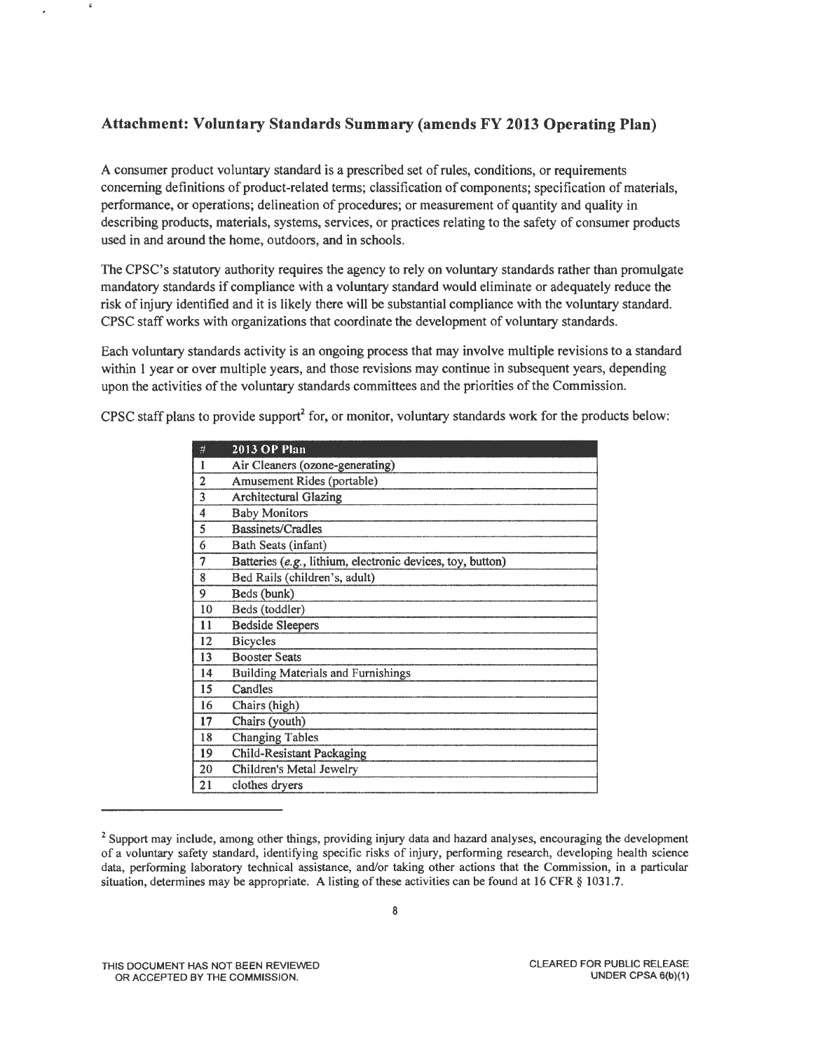## Attachment: Voluntary Standards Summary (amends FY 2013 Operating Plan)

A consumer product voluntary standard is a prescribed set of rules, conditions, or requirements concerning definitions of product-related terms; classification of components; specification of materials, performance, or operations; delineation of procedures; or measurement of quantity and quality in describing products, materials, systems, services, or practices relating to the safety of consumer products used in and around the home, outdoors, and in schools.

The CPSC's statutory authority requires the agency to rely on voluntary standards rather than promulgate mandatory standards if compliance with a voluntary standard would eliminate or adequately reduce the risk of injury identified and it is likely there will be substantial compliance with the voluntary standard. CPSC staff works with organizations that coordinate the development of voluntary standards.

Each voluntary standards activity is an ongoing process that may involve multiple revisions to a standard within 1 year or over multiple years, and those revisions may continue in subsequent years, depending upon the activities of the voluntary standards committees and the priorities of the Commission.

CPSC staff plans to provide support[2] for, or monitor, voluntary standards work for the products below:

| # | 2013 OP Plan |
|---|---|
| 1 | Air Cleaners (ozone-generating) |
| 2 | Amusement Rides (portable) |
| 3 | Architectural Glazing |
| 4 | Baby Monitors |
| 5 | Bassinets/Cradles |
| 6 | Bath Seats (infant) |
| 7 | Batteries (*e.g.*, lithium, electronic devices, toy, button) |
| 8 | Bed Rails (children's, adult) |
| 9 | Beds (bunk) |
| 10 | Beds (toddler) |
| 11 | Bedside Sleepers |
| 12 | Bicycles |
| 13 | Booster Seats |
| 14 | Building Materials and Furnishings |
| 15 | Candles |
| 16 | Chairs (high) |
| 17 | Chairs (youth) |
| 18 | Changing Tables |
| 19 | Child-Resistant Packaging |
| 20 | Children's Metal Jewelry |
| 21 | clothes dryers |

[2] Support may include, among other things, providing injury data and hazard analyses, encouraging the development of a voluntary safety standard, identifying specific risks of injury, performing research, developing health science data, performing laboratory technical assistance, and/or taking other actions that the Commission, in a particular situation, determines may be appropriate. A listing of these activities can be found at 16 CFR § 1031.7.

THIS DOCUMENT HAS NOT BEEN REVIEWED OR ACCEPTED BY THE COMMISSION.

CLEARED FOR PUBLIC RELEASE UNDER CPSA 6(b)(1)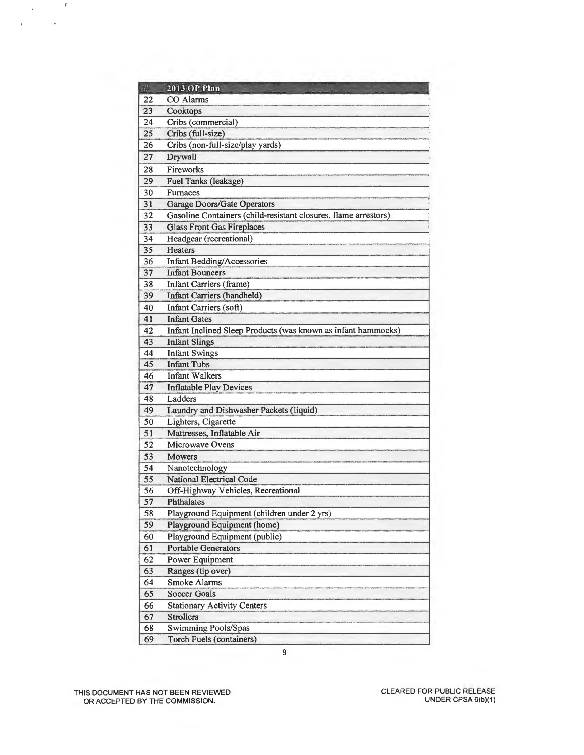| # | 2013 OP Plan |
| --- | --- |
| 22 | CO Alarms |
| 23 | Cooktops |
| 24 | Cribs (commercial) |
| 25 | Cribs (full-size) |
| 26 | Cribs (non-full-size/play yards) |
| 27 | Drywall |
| 28 | Fireworks |
| 29 | Fuel Tanks (leakage) |
| 30 | Furnaces |
| 31 | Garage Doors/Gate Operators |
| 32 | Gasoline Containers (child-resistant closures, flame arrestors) |
| 33 | Glass Front Gas Fireplaces |
| 34 | Headgear (recreational) |
| 35 | Heaters |
| 36 | Infant Bedding/Accessories |
| 37 | Infant Bouncers |
| 38 | Infant Carriers (frame) |
| 39 | Infant Carriers (handheld) |
| 40 | Infant Carriers (soft) |
| 41 | Infant Gates |
| 42 | Infant Inclined Sleep Products (was known as infant hammocks) |
| 43 | Infant Slings |
| 44 | Infant Swings |
| 45 | Infant Tubs |
| 46 | Infant Walkers |
| 47 | Inflatable Play Devices |
| 48 | Ladders |
| 49 | Laundry and Dishwasher Packets (liquid) |
| 50 | Lighters, Cigarette |
| 51 | Mattresses, Inflatable Air |
| 52 | Microwave Ovens |
| 53 | Mowers |
| 54 | Nanotechnology |
| 55 | National Electrical Code |
| 56 | Off-Highway Vehicles, Recreational |
| 57 | Phthalates |
| 58 | Playground Equipment (children under 2 yrs) |
| 59 | Playground Equipment (home) |
| 60 | Playground Equipment (public) |
| 61 | Portable Generators |
| 62 | Power Equipment |
| 63 | Ranges (tip over) |
| 64 | Smoke Alarms |
| 65 | Soccer Goals |
| 66 | Stationary Activity Centers |
| 67 | Strollers |
| 68 | Swimming Pools/Spas |
| 69 | Torch Fuels (containers) |

THIS DOCUMENT HAS NOT BEEN REVIEWED OR ACCEPTED BY THE COMMISSION.

CLEARED FOR PUBLIC RELEASE UNDER CPSA 6(b)(1)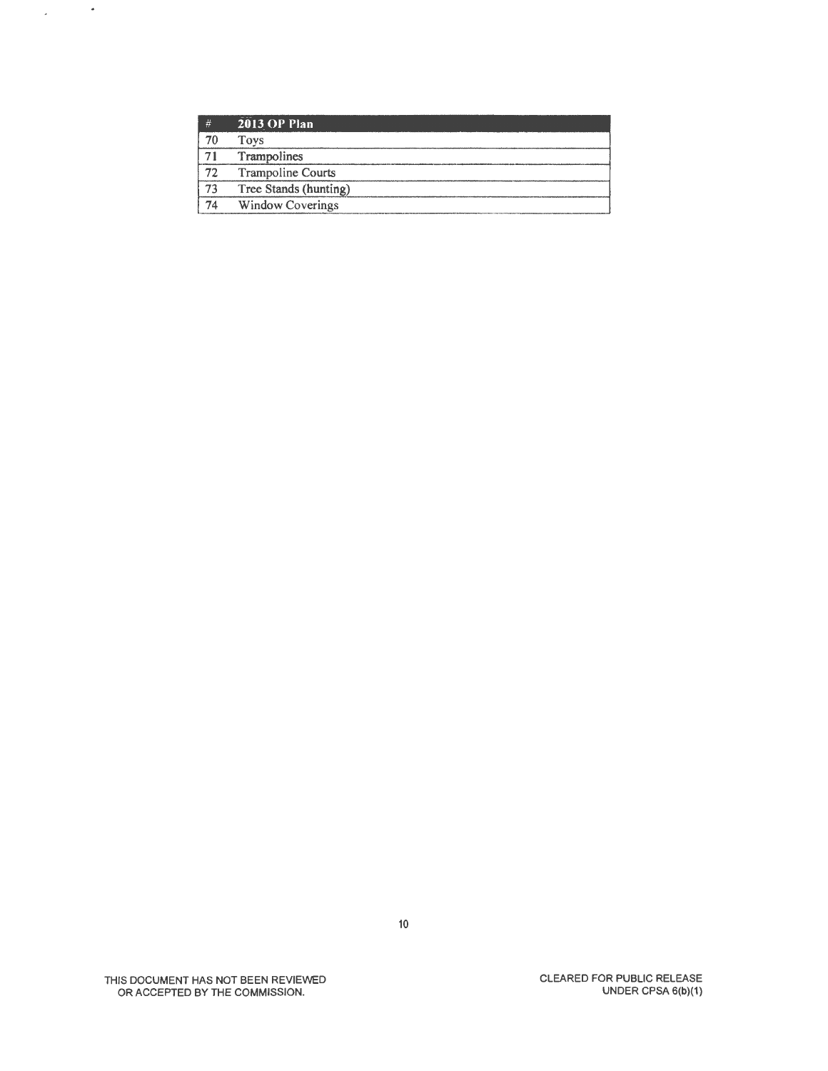| # | 2013 OP Plan |
|---|---|
| 70 | Toys |
| 71 | Trampolines |
| 72 | Trampoline Courts |
| 73 | Tree Stands (hunting) |
| 74 | Window Coverings |

THIS DOCUMENT HAS NOT BEEN REVIEWED OR ACCEPTED BY THE COMMISSION.

CLEARED FOR PUBLIC RELEASE UNDER CPSA 6(b)(1)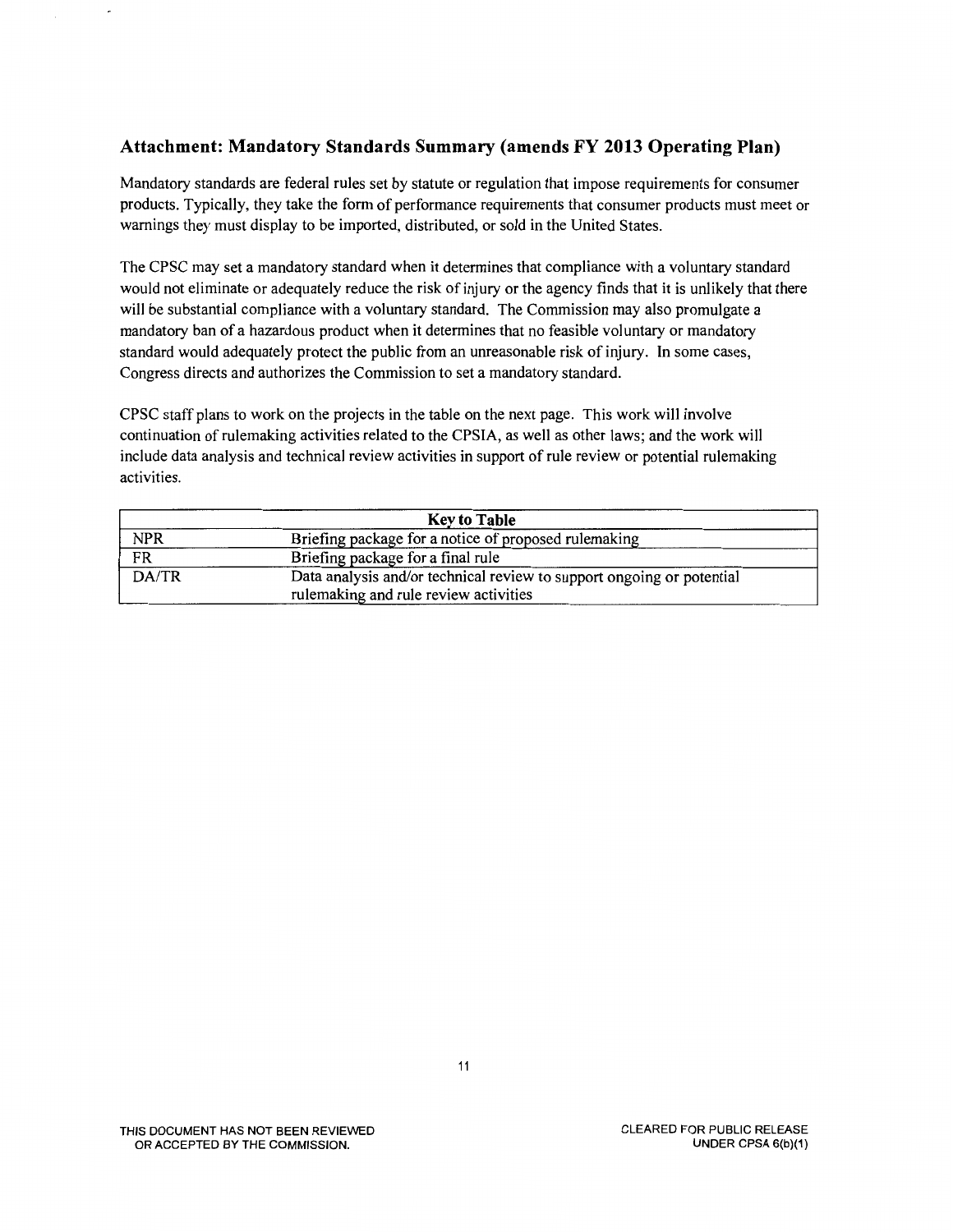## Attachment: Mandatory Standards Summary (amends FY 2013 Operating Plan)

Mandatory standards are federal rules set by statute or regulation that impose requirements for consumer products. Typically, they take the form of performance requirements that consumer products must meet or warnings they must display to be imported, distributed, or sold in the United States.

The CPSC may set a mandatory standard when it determines that compliance with a voluntary standard would not eliminate or adequately reduce the risk of injury or the agency finds that it is unlikely that there will be substantial compliance with a voluntary standard. The Commission may also promulgate a mandatory ban of a hazardous product when it determines that no feasible voluntary or mandatory standard would adequately protect the public from an unreasonable risk of injury. In some cases, Congress directs and authorizes the Commission to set a mandatory standard.

CPSC staff plans to work on the projects in the table on the next page. This work will involve continuation of rulemaking activities related to the CPSIA, as well as other laws; and the work will include data analysis and technical review activities in support of rule review or potential rulemaking activities.

| Key to Table | |
|---|---|
| NPR | Briefing package for a notice of proposed rulemaking |
| FR | Briefing package for a final rule |
| DA/TR | Data analysis and/or technical review to support ongoing or potential rulemaking and rule review activities |

THIS DOCUMENT HAS NOT BEEN REVIEWED OR ACCEPTED BY THE COMMISSION.

CLEARED FOR PUBLIC RELEASE UNDER CPSA 6(b)(1)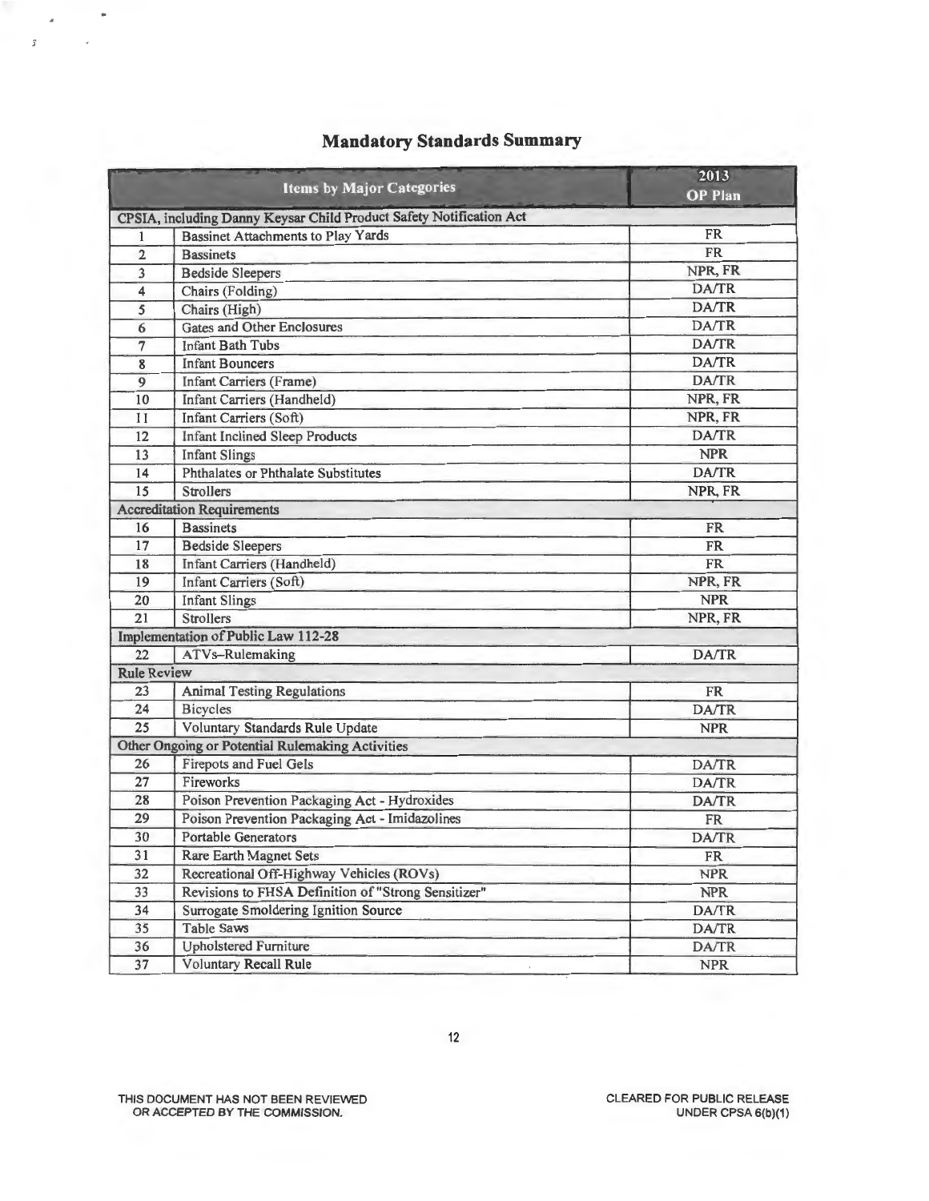## Mandatory Standards Summary

| Items by Major Categories | | 2013 OP Plan |
|---|---|---|
| **CPSIA, including Danny Keysar Child Product Safety Notification Act** | | |
| 1 | Bassinet Attachments to Play Yards | FR |
| 2 | Bassinets | FR |
| 3 | Bedside Sleepers | NPR, FR |
| 4 | Chairs (Folding) | DA/TR |
| 5 | Chairs (High) | DA/TR |
| 6 | Gates and Other Enclosures | DA/TR |
| 7 | Infant Bath Tubs | DA/TR |
| 8 | Infant Bouncers | DA/TR |
| 9 | Infant Carriers (Frame) | DA/TR |
| 10 | Infant Carriers (Handheld) | NPR, FR |
| 11 | Infant Carriers (Soft) | NPR, FR |
| 12 | Infant Inclined Sleep Products | DA/TR |
| 13 | Infant Slings | NPR |
| 14 | Phthalates or Phthalate Substitutes | DA/TR |
| 15 | Strollers | NPR, FR |
| **Accreditation Requirements** | | |
| 16 | Bassinets | FR |
| 17 | Bedside Sleepers | FR |
| 18 | Infant Carriers (Handheld) | FR |
| 19 | Infant Carriers (Soft) | NPR, FR |
| 20 | Infant Slings | NPR |
| 21 | Strollers | NPR, FR |
| **Implementation of Public Law 112-28** | | |
| 22 | ATVs–Rulemaking | DA/TR |
| **Rule Review** | | |
| 23 | Animal Testing Regulations | FR |
| 24 | Bicycles | DA/TR |
| 25 | Voluntary Standards Rule Update | NPR |
| **Other Ongoing or Potential Rulemaking Activities** | | |
| 26 | Firepots and Fuel Gels | DA/TR |
| 27 | Fireworks | DA/TR |
| 28 | Poison Prevention Packaging Act - Hydroxides | DA/TR |
| 29 | Poison Prevention Packaging Act - Imidazolines | FR |
| 30 | Portable Generators | DA/TR |
| 31 | Rare Earth Magnet Sets | FR |
| 32 | Recreational Off-Highway Vehicles (ROVs) | NPR |
| 33 | Revisions to FHSA Definition of "Strong Sensitizer" | NPR |
| 34 | Surrogate Smoldering Ignition Source | DA/TR |
| 35 | Table Saws | DA/TR |
| 36 | Upholstered Furniture | DA/TR |
| 37 | Voluntary Recall Rule | NPR |

THIS DOCUMENT HAS NOT BEEN REVIEWED OR ACCEPTED BY THE COMMISSION.

CLEARED FOR PUBLIC RELEASE UNDER CPSA 6(b)(1)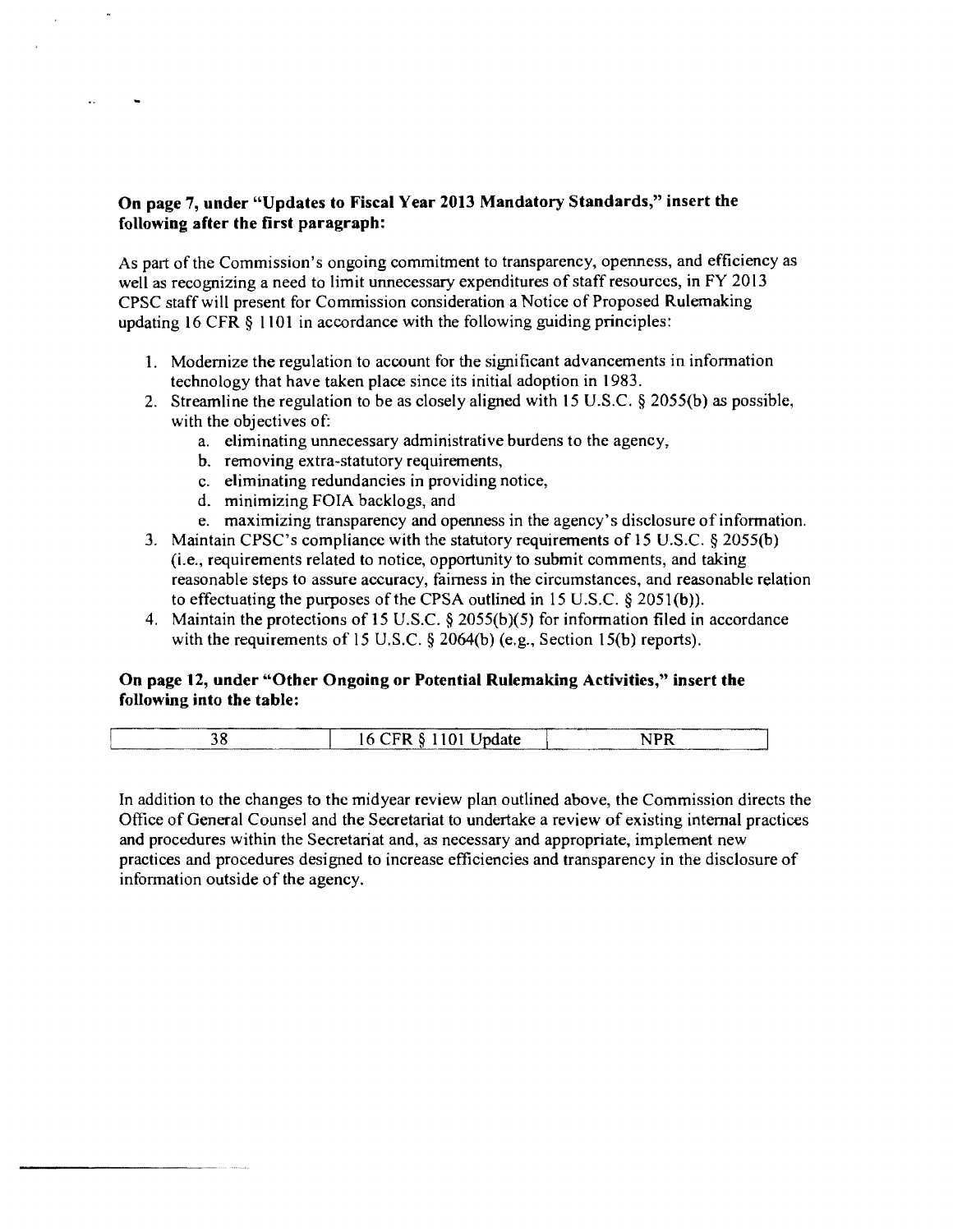**On page 7, under "Updates to Fiscal Year 2013 Mandatory Standards," insert the following after the first paragraph:**

As part of the Commission's ongoing commitment to transparency, openness, and efficiency as well as recognizing a need to limit unnecessary expenditures of staff resources, in FY 2013 CPSC staff will present for Commission consideration a Notice of Proposed Rulemaking updating 16 CFR § 1101 in accordance with the following guiding principles:

1. Modernize the regulation to account for the significant advancements in information technology that have taken place since its initial adoption in 1983.
2. Streamline the regulation to be as closely aligned with 15 U.S.C. § 2055(b) as possible, with the objectives of:
    a. eliminating unnecessary administrative burdens to the agency,
    b. removing extra-statutory requirements,
    c. eliminating redundancies in providing notice,
    d. minimizing FOIA backlogs, and
    e. maximizing transparency and openness in the agency's disclosure of information.
3. Maintain CPSC's compliance with the statutory requirements of 15 U.S.C. § 2055(b) (i.e., requirements related to notice, opportunity to submit comments, and taking reasonable steps to assure accuracy, fairness in the circumstances, and reasonable relation to effectuating the purposes of the CPSA outlined in 15 U.S.C. § 2051(b)).
4. Maintain the protections of 15 U.S.C. § 2055(b)(5) for information filed in accordance with the requirements of 15 U.S.C. § 2064(b) (e.g., Section 15(b) reports).

**On page 12, under "Other Ongoing or Potential Rulemaking Activities," insert the following into the table:**

| | | |
|---|---|---|
| 38 | 16 CFR § 1101 Update | NPR |

In addition to the changes to the midyear review plan outlined above, the Commission directs the Office of General Counsel and the Secretariat to undertake a review of existing internal practices and procedures within the Secretariat and, as necessary and appropriate, implement new practices and procedures designed to increase efficiencies and transparency in the disclosure of information outside of the agency.